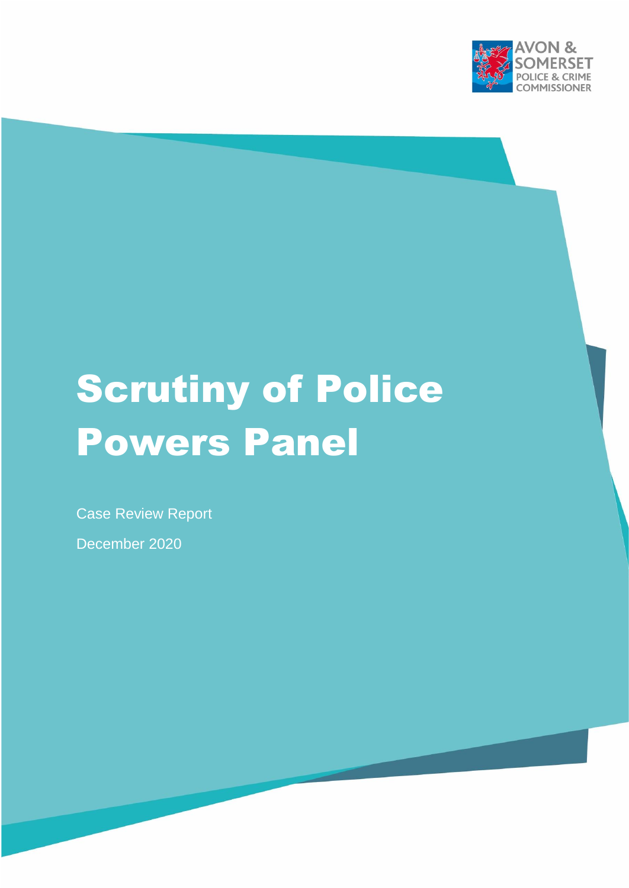AVON & SOMERSET POLICE & CRIME COMMISSIONER

# Scrutiny of Police Powers Panel

Case Review Report

December 2020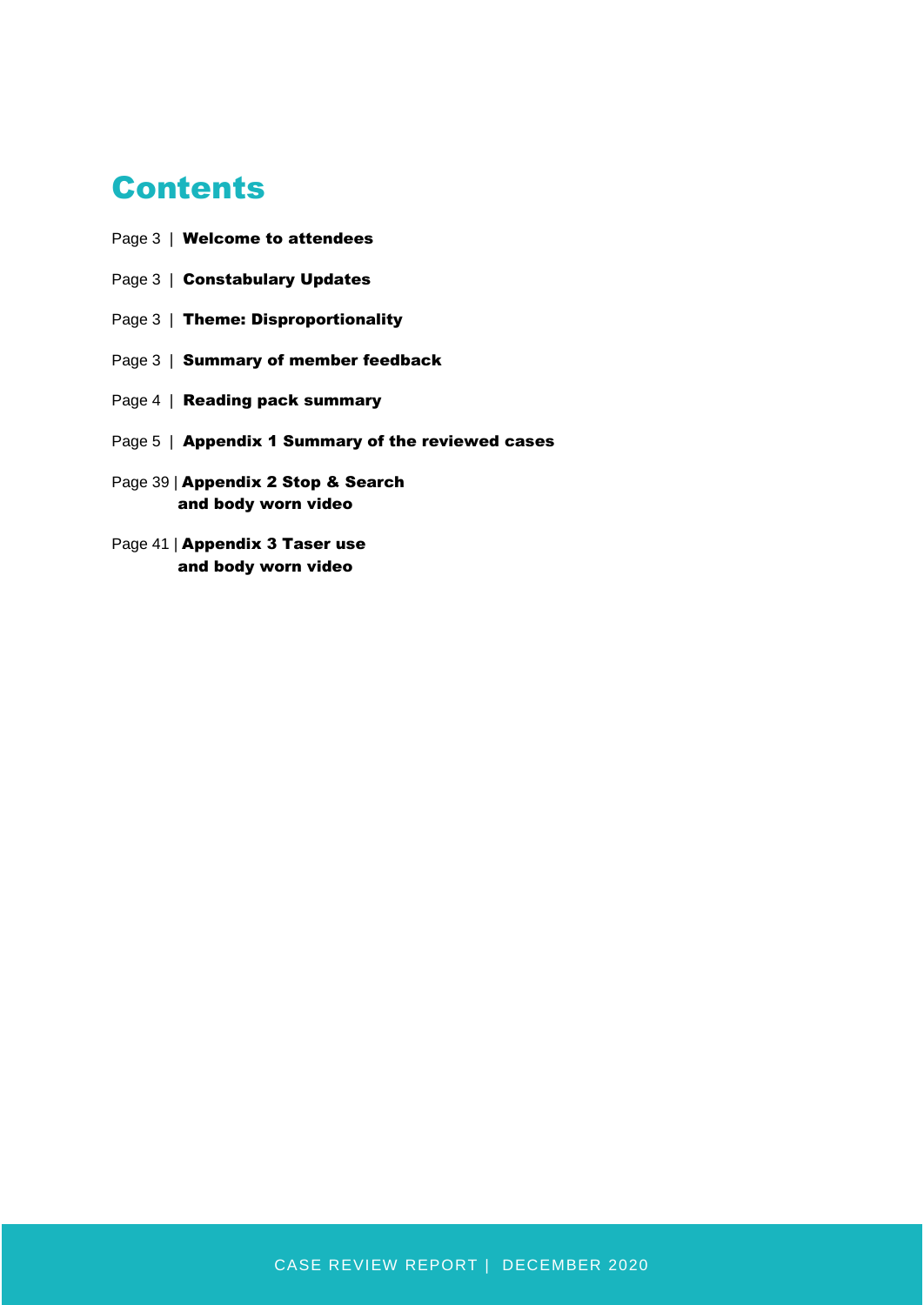# Contents

Page 3 | **Welcome to attendees**

Page 3 | **Constabulary Updates**

Page 3 | **Theme: Disproportionality**

Page 3 | **Summary of member feedback**

Page 4 | **Reading pack summary**

Page 5 | **Appendix 1 Summary of the reviewed cases**

Page 39 | **Appendix 2 Stop & Search and body worn video**

Page 41 | **Appendix 3 Taser use and body worn video**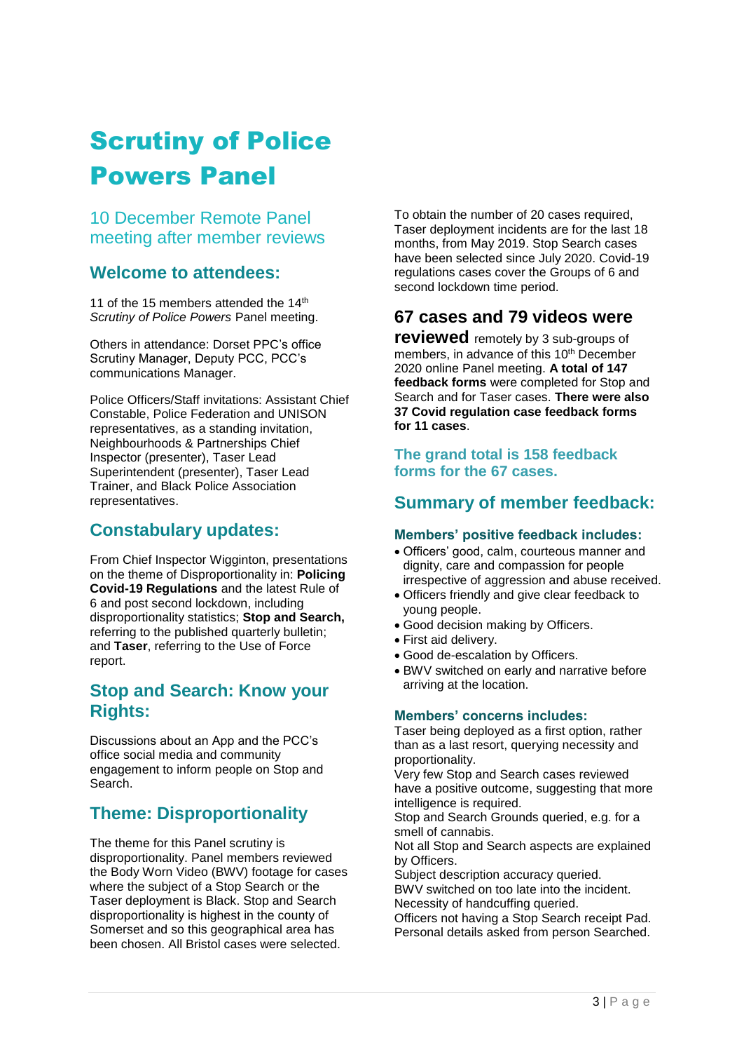# Scrutiny of Police Powers Panel

## 10 December Remote Panel meeting after member reviews

## Welcome to attendees:

11 of the 15 members attended the 14th *Scrutiny of Police Powers* Panel meeting.

Others in attendance: Dorset PPC's office Scrutiny Manager, Deputy PCC, PCC's communications Manager.

Police Officers/Staff invitations: Assistant Chief Constable, Police Federation and UNISON representatives, as a standing invitation, Neighbourhoods & Partnerships Chief Inspector (presenter), Taser Lead Superintendent (presenter), Taser Lead Trainer, and Black Police Association representatives.

## Constabulary updates:

From Chief Inspector Wigginton, presentations on the theme of Disproportionality in: **Policing Covid-19 Regulations** and the latest Rule of 6 and post second lockdown, including disproportionality statistics; **Stop and Search,** referring to the published quarterly bulletin; and **Taser**, referring to the Use of Force report.

## Stop and Search: Know your Rights:

Discussions about an App and the PCC's office social media and community engagement to inform people on Stop and Search.

## Theme: Disproportionality

The theme for this Panel scrutiny is disproportionality. Panel members reviewed the Body Worn Video (BWV) footage for cases where the subject of a Stop Search or the Taser deployment is Black. Stop and Search disproportionality is highest in the county of Somerset and so this geographical area has been chosen. All Bristol cases were selected.

To obtain the number of 20 cases required, Taser deployment incidents are for the last 18 months, from May 2019. Stop Search cases have been selected since July 2020. Covid-19 regulations cases cover the Groups of 6 and second lockdown time period.

## 67 cases and 79 videos were reviewed

remotely by 3 sub-groups of members, in advance of this 10th December 2020 online Panel meeting. **A total of 147 feedback forms** were completed for Stop and Search and for Taser cases. **There were also 37 Covid regulation case feedback forms for 11 cases**.

### The grand total is 158 feedback forms for the 67 cases.

## Summary of member feedback:

### Members' positive feedback includes:

- Officers' good, calm, courteous manner and dignity, care and compassion for people irrespective of aggression and abuse received.
- Officers friendly and give clear feedback to young people.
- Good decision making by Officers.
- First aid delivery.
- Good de-escalation by Officers.
- BWV switched on early and narrative before arriving at the location.

### Members' concerns includes:

Taser being deployed as a first option, rather than as a last resort, querying necessity and proportionality.
Very few Stop and Search cases reviewed have a positive outcome, suggesting that more intelligence is required.
Stop and Search Grounds queried, e.g. for a smell of cannabis.
Not all Stop and Search aspects are explained by Officers.
Subject description accuracy queried.
BWV switched on too late into the incident.
Necessity of handcuffing queried.
Officers not having a Stop Search receipt Pad.
Personal details asked from person Searched.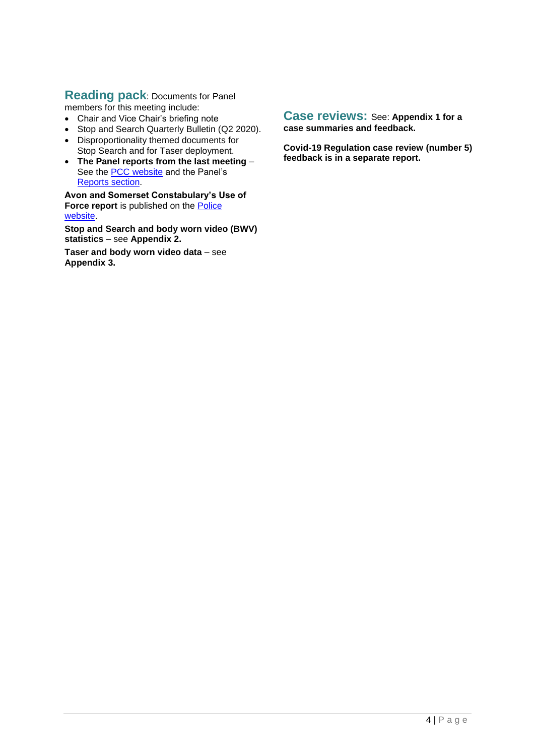## Reading pack: Documents for Panel members for this meeting include:

- Chair and Vice Chair's briefing note
- Stop and Search Quarterly Bulletin (Q2 2020).
- Disproportionality themed documents for Stop Search and for Taser deployment.
- **The Panel reports from the last meeting** – See the PCC website and the Panel's Reports section.

**Avon and Somerset Constabulary's Use of Force report** is published on the Police website.

**Stop and Search and body worn video (BWV) statistics** – see **Appendix 2.**

**Taser and body worn video data** – see **Appendix 3.**

## Case reviews: See: **Appendix 1 for a case summaries and feedback.**

**Covid-19 Regulation case review (number 5) feedback is in a separate report.**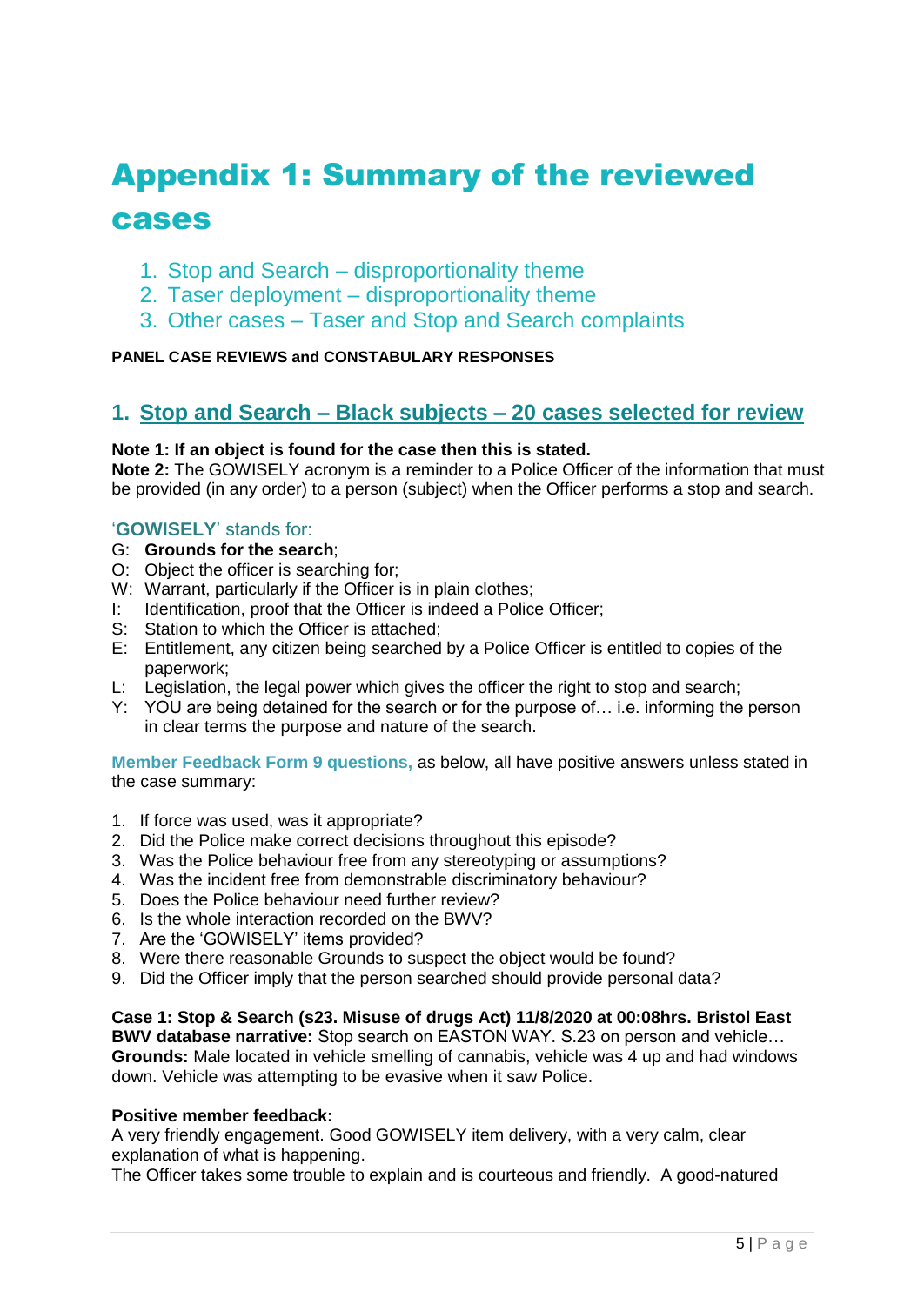# Appendix 1: Summary of the reviewed cases

1. Stop and Search – disproportionality theme
2. Taser deployment – disproportionality theme
3. Other cases – Taser and Stop and Search complaints

**PANEL CASE REVIEWS and CONSTABULARY RESPONSES**

## 1. Stop and Search – Black subjects – 20 cases selected for review

**Note 1: If an object is found for the case then this is stated.**
**Note 2:** The GOWISELY acronym is a reminder to a Police Officer of the information that must be provided (in any order) to a person (subject) when the Officer performs a stop and search.

'**GOWISELY**' stands for:

- G: **Grounds for the search**;
- O: Object the officer is searching for;
- W: Warrant, particularly if the Officer is in plain clothes;
- I: Identification, proof that the Officer is indeed a Police Officer;
- S: Station to which the Officer is attached;
- E: Entitlement, any citizen being searched by a Police Officer is entitled to copies of the paperwork;
- L: Legislation, the legal power which gives the officer the right to stop and search;
- Y: YOU are being detained for the search or for the purpose of… i.e. informing the person in clear terms the purpose and nature of the search.

**Member Feedback Form 9 questions,** as below, all have positive answers unless stated in the case summary:

1. If force was used, was it appropriate?
2. Did the Police make correct decisions throughout this episode?
3. Was the Police behaviour free from any stereotyping or assumptions?
4. Was the incident free from demonstrable discriminatory behaviour?
5. Does the Police behaviour need further review?
6. Is the whole interaction recorded on the BWV?
7. Are the 'GOWISELY' items provided?
8. Were there reasonable Grounds to suspect the object would be found?
9. Did the Officer imply that the person searched should provide personal data?

**Case 1: Stop & Search (s23. Misuse of drugs Act) 11/8/2020 at 00:08hrs. Bristol East**
**BWV database narrative:** Stop search on EASTON WAY. S.23 on person and vehicle…
**Grounds:** Male located in vehicle smelling of cannabis, vehicle was 4 up and had windows down. Vehicle was attempting to be evasive when it saw Police.

**Positive member feedback:**
A very friendly engagement. Good GOWISELY item delivery, with a very calm, clear explanation of what is happening.
The Officer takes some trouble to explain and is courteous and friendly. A good-natured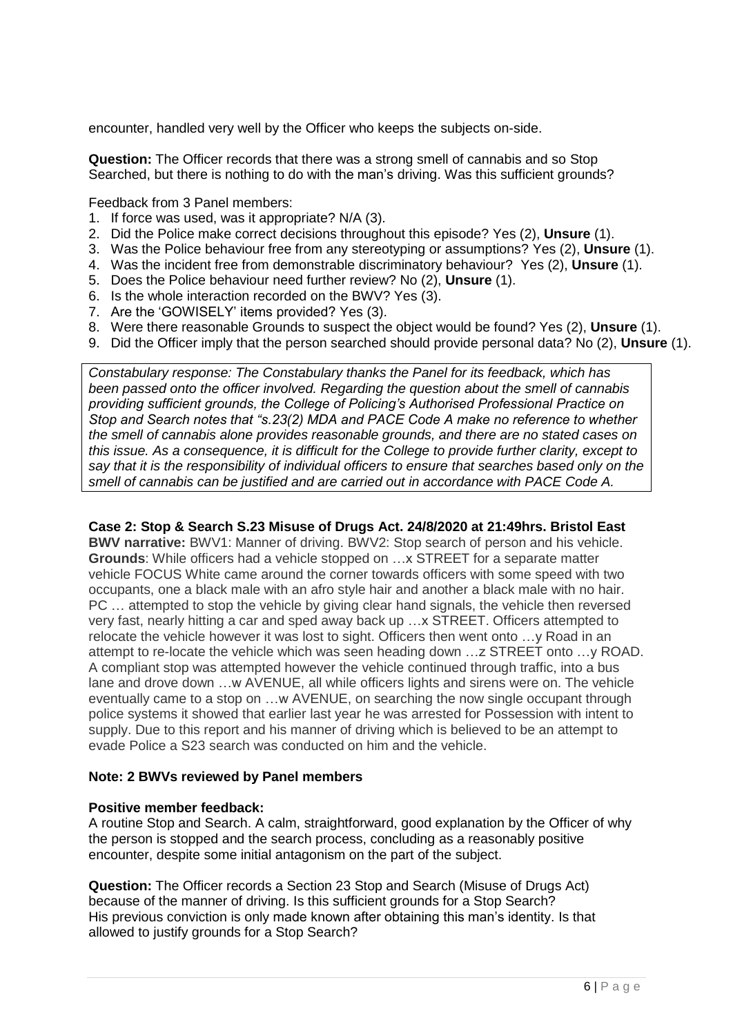encounter, handled very well by the Officer who keeps the subjects on-side.

**Question:** The Officer records that there was a strong smell of cannabis and so Stop Searched, but there is nothing to do with the man's driving. Was this sufficient grounds?

Feedback from 3 Panel members:

1. If force was used, was it appropriate? N/A (3).
2. Did the Police make correct decisions throughout this episode? Yes (2), **Unsure** (1).
3. Was the Police behaviour free from any stereotyping or assumptions? Yes (2), **Unsure** (1).
4. Was the incident free from demonstrable discriminatory behaviour? Yes (2), **Unsure** (1).
5. Does the Police behaviour need further review? No (2), **Unsure** (1).
6. Is the whole interaction recorded on the BWV? Yes (3).
7. Are the 'GOWISELY' items provided? Yes (3).
8. Were there reasonable Grounds to suspect the object would be found? Yes (2), **Unsure** (1).
9. Did the Officer imply that the person searched should provide personal data? No (2), **Unsure** (1).

*Constabulary response: The Constabulary thanks the Panel for its feedback, which has been passed onto the officer involved. Regarding the question about the smell of cannabis providing sufficient grounds, the College of Policing's Authorised Professional Practice on Stop and Search notes that "s.23(2) MDA and PACE Code A make no reference to whether the smell of cannabis alone provides reasonable grounds, and there are no stated cases on this issue. As a consequence, it is difficult for the College to provide further clarity, except to say that it is the responsibility of individual officers to ensure that searches based only on the smell of cannabis can be justified and are carried out in accordance with PACE Code A.*

**Case 2: Stop & Search S.23 Misuse of Drugs Act. 24/8/2020 at 21:49hrs. Bristol East**

**BWV narrative:** BWV1: Manner of driving. BWV2: Stop search of person and his vehicle.

**Grounds**: While officers had a vehicle stopped on …x STREET for a separate matter vehicle FOCUS White came around the corner towards officers with some speed with two occupants, one a black male with an afro style hair and another a black male with no hair. PC … attempted to stop the vehicle by giving clear hand signals, the vehicle then reversed very fast, nearly hitting a car and sped away back up …x STREET. Officers attempted to relocate the vehicle however it was lost to sight. Officers then went onto …y Road in an attempt to re-locate the vehicle which was seen heading down …z STREET onto …y ROAD. A compliant stop was attempted however the vehicle continued through traffic, into a bus lane and drove down …w AVENUE, all while officers lights and sirens were on. The vehicle eventually came to a stop on …w AVENUE, on searching the now single occupant through police systems it showed that earlier last year he was arrested for Possession with intent to supply. Due to this report and his manner of driving which is believed to be an attempt to evade Police a S23 search was conducted on him and the vehicle.

**Note: 2 BWVs reviewed by Panel members**

**Positive member feedback:**

A routine Stop and Search. A calm, straightforward, good explanation by the Officer of why the person is stopped and the search process, concluding as a reasonably positive encounter, despite some initial antagonism on the part of the subject.

**Question:** The Officer records a Section 23 Stop and Search (Misuse of Drugs Act) because of the manner of driving. Is this sufficient grounds for a Stop Search? His previous conviction is only made known after obtaining this man's identity. Is that allowed to justify grounds for a Stop Search?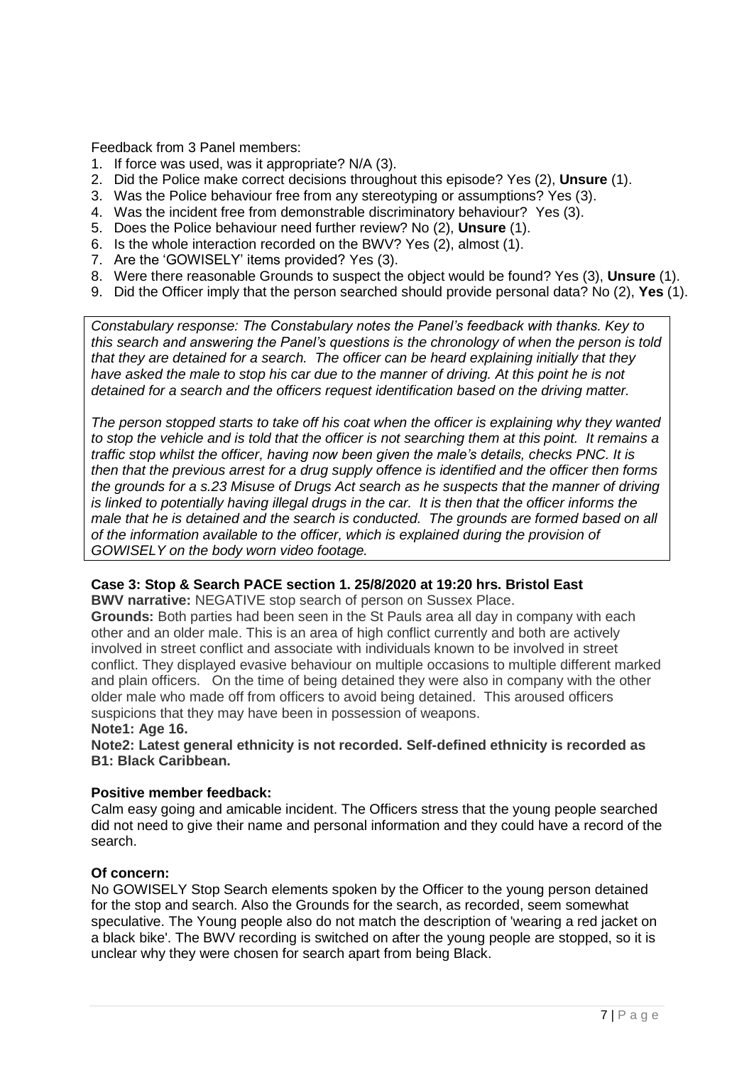Feedback from 3 Panel members:

1. If force was used, was it appropriate? N/A (3).
2. Did the Police make correct decisions throughout this episode? Yes (2), **Unsure** (1).
3. Was the Police behaviour free from any stereotyping or assumptions? Yes (3).
4. Was the incident free from demonstrable discriminatory behaviour? Yes (3).
5. Does the Police behaviour need further review? No (2), **Unsure** (1).
6. Is the whole interaction recorded on the BWV? Yes (2), almost (1).
7. Are the 'GOWISELY' items provided? Yes (3).
8. Were there reasonable Grounds to suspect the object would be found? Yes (3), **Unsure** (1).
9. Did the Officer imply that the person searched should provide personal data? No (2), **Yes** (1).

*Constabulary response: The Constabulary notes the Panel's feedback with thanks. Key to this search and answering the Panel's questions is the chronology of when the person is told that they are detained for a search. The officer can be heard explaining initially that they have asked the male to stop his car due to the manner of driving. At this point he is not detained for a search and the officers request identification based on the driving matter.*

*The person stopped starts to take off his coat when the officer is explaining why they wanted to stop the vehicle and is told that the officer is not searching them at this point. It remains a traffic stop whilst the officer, having now been given the male's details, checks PNC. It is then that the previous arrest for a drug supply offence is identified and the officer then forms the grounds for a s.23 Misuse of Drugs Act search as he suspects that the manner of driving is linked to potentially having illegal drugs in the car. It is then that the officer informs the male that he is detained and the search is conducted. The grounds are formed based on all of the information available to the officer, which is explained during the provision of GOWISELY on the body worn video footage.*

**Case 3: Stop & Search PACE section 1. 25/8/2020 at 19:20 hrs. Bristol East**

**BWV narrative:** NEGATIVE stop search of person on Sussex Place.

**Grounds:** Both parties had been seen in the St Pauls area all day in company with each other and an older male. This is an area of high conflict currently and both are actively involved in street conflict and associate with individuals known to be involved in street conflict. They displayed evasive behaviour on multiple occasions to multiple different marked and plain officers. On the time of being detained they were also in company with the other older male who made off from officers to avoid being detained. This aroused officers suspicions that they may have been in possession of weapons.

**Note1: Age 16.**

**Note2: Latest general ethnicity is not recorded. Self-defined ethnicity is recorded as B1: Black Caribbean.**

**Positive member feedback:**

Calm easy going and amicable incident. The Officers stress that the young people searched did not need to give their name and personal information and they could have a record of the search.

**Of concern:**

No GOWISELY Stop Search elements spoken by the Officer to the young person detained for the stop and search. Also the Grounds for the search, as recorded, seem somewhat speculative. The Young people also do not match the description of 'wearing a red jacket on a black bike'. The BWV recording is switched on after the young people are stopped, so it is unclear why they were chosen for search apart from being Black.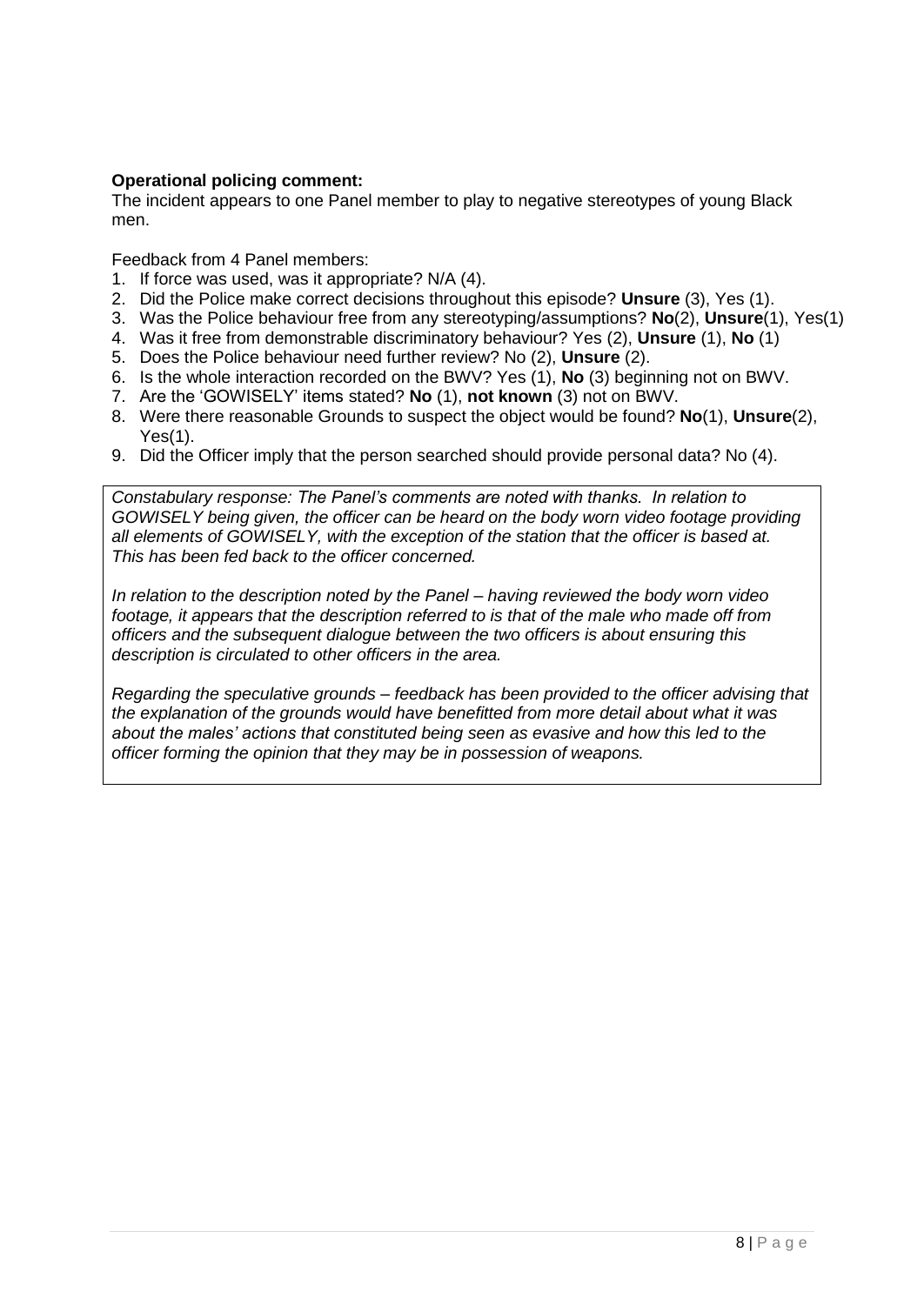**Operational policing comment:**
The incident appears to one Panel member to play to negative stereotypes of young Black men.

Feedback from 4 Panel members:

1. If force was used, was it appropriate? N/A (4).
2. Did the Police make correct decisions throughout this episode? **Unsure** (3), Yes (1).
3. Was the Police behaviour free from any stereotyping/assumptions? **No**(2), **Unsure**(1), Yes(1)
4. Was it free from demonstrable discriminatory behaviour? Yes (2), **Unsure** (1), **No** (1)
5. Does the Police behaviour need further review? No (2), **Unsure** (2).
6. Is the whole interaction recorded on the BWV? Yes (1), **No** (3) beginning not on BWV.
7. Are the 'GOWISELY' items stated? **No** (1), **not known** (3) not on BWV.
8. Were there reasonable Grounds to suspect the object would be found? **No**(1), **Unsure**(2), Yes(1).
9. Did the Officer imply that the person searched should provide personal data? No (4).

*Constabulary response: The Panel's comments are noted with thanks. In relation to GOWISELY being given, the officer can be heard on the body worn video footage providing all elements of GOWISELY, with the exception of the station that the officer is based at. This has been fed back to the officer concerned.*

*In relation to the description noted by the Panel – having reviewed the body worn video footage, it appears that the description referred to is that of the male who made off from officers and the subsequent dialogue between the two officers is about ensuring this description is circulated to other officers in the area.*

*Regarding the speculative grounds – feedback has been provided to the officer advising that the explanation of the grounds would have benefitted from more detail about what it was about the males' actions that constituted being seen as evasive and how this led to the officer forming the opinion that they may be in possession of weapons.*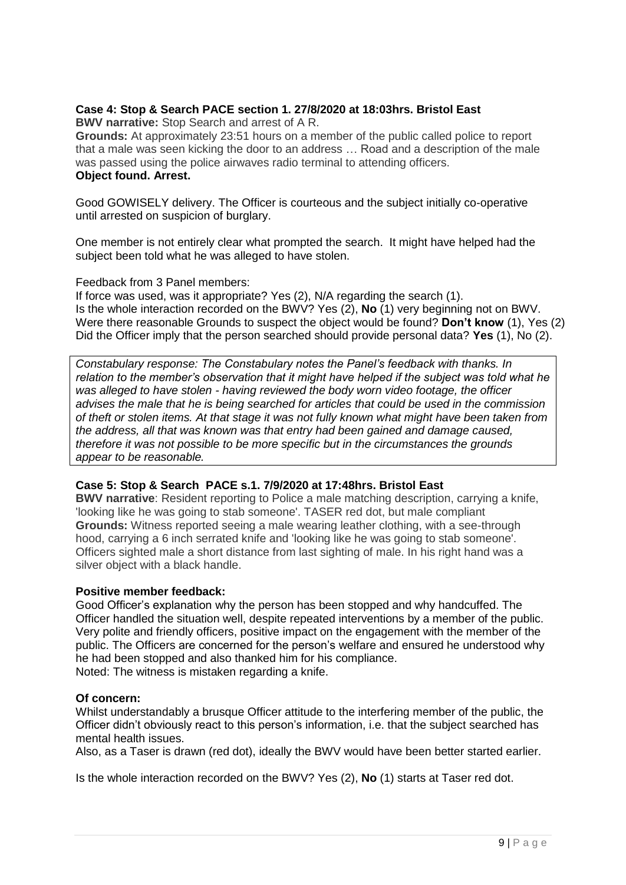**Case 4: Stop & Search PACE section 1. 27/8/2020 at 18:03hrs. Bristol East**

**BWV narrative:** Stop Search and arrest of A R.

**Grounds:** At approximately 23:51 hours on a member of the public called police to report that a male was seen kicking the door to an address … Road and a description of the male was passed using the police airwaves radio terminal to attending officers.

**Object found. Arrest.**

Good GOWISELY delivery. The Officer is courteous and the subject initially co-operative until arrested on suspicion of burglary.

One member is not entirely clear what prompted the search. It might have helped had the subject been told what he was alleged to have stolen.

Feedback from 3 Panel members:

If force was used, was it appropriate? Yes (2), N/A regarding the search (1).
Is the whole interaction recorded on the BWV? Yes (2), **No** (1) very beginning not on BWV.
Were there reasonable Grounds to suspect the object would be found? **Don't know** (1), Yes (2)
Did the Officer imply that the person searched should provide personal data? **Yes** (1), No (2).

*Constabulary response: The Constabulary notes the Panel's feedback with thanks. In relation to the member's observation that it might have helped if the subject was told what he was alleged to have stolen - having reviewed the body worn video footage, the officer advises the male that he is being searched for articles that could be used in the commission of theft or stolen items. At that stage it was not fully known what might have been taken from the address, all that was known was that entry had been gained and damage caused, therefore it was not possible to be more specific but in the circumstances the grounds appear to be reasonable.*

**Case 5: Stop & Search PACE s.1. 7/9/2020 at 17:48hrs. Bristol East**

**BWV narrative**: Resident reporting to Police a male matching description, carrying a knife, 'looking like he was going to stab someone'. TASER red dot, but male compliant

**Grounds:** Witness reported seeing a male wearing leather clothing, with a see-through hood, carrying a 6 inch serrated knife and 'looking like he was going to stab someone'. Officers sighted male a short distance from last sighting of male. In his right hand was a silver object with a black handle.

**Positive member feedback:**

Good Officer's explanation why the person has been stopped and why handcuffed. The Officer handled the situation well, despite repeated interventions by a member of the public. Very polite and friendly officers, positive impact on the engagement with the member of the public. The Officers are concerned for the person's welfare and ensured he understood why he had been stopped and also thanked him for his compliance.
Noted: The witness is mistaken regarding a knife.

**Of concern:**

Whilst understandably a brusque Officer attitude to the interfering member of the public, the Officer didn't obviously react to this person's information, i.e. that the subject searched has mental health issues.
Also, as a Taser is drawn (red dot), ideally the BWV would have been better started earlier.

Is the whole interaction recorded on the BWV? Yes (2), **No** (1) starts at Taser red dot.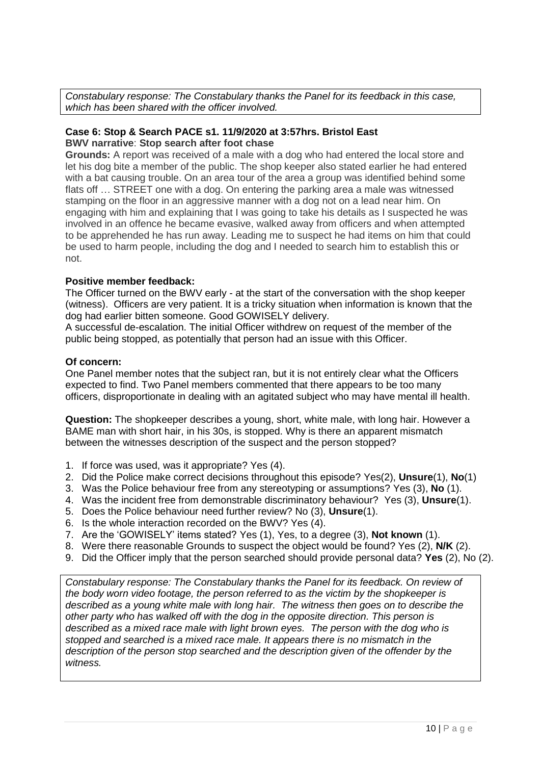*Constabulary response: The Constabulary thanks the Panel for its feedback in this case, which has been shared with the officer involved.*

**Case 6: Stop & Search PACE s1. 11/9/2020 at 3:57hrs. Bristol East**
**BWV narrative**: **Stop search after foot chase**

**Grounds:** A report was received of a male with a dog who had entered the local store and let his dog bite a member of the public. The shop keeper also stated earlier he had entered with a bat causing trouble. On an area tour of the area a group was identified behind some flats off … STREET one with a dog. On entering the parking area a male was witnessed stamping on the floor in an aggressive manner with a dog not on a lead near him. On engaging with him and explaining that I was going to take his details as I suspected he was involved in an offence he became evasive, walked away from officers and when attempted to be apprehended he has run away. Leading me to suspect he had items on him that could be used to harm people, including the dog and I needed to search him to establish this or not.

**Positive member feedback:**

The Officer turned on the BWV early - at the start of the conversation with the shop keeper (witness). Officers are very patient. It is a tricky situation when information is known that the dog had earlier bitten someone. Good GOWISELY delivery.

A successful de-escalation. The initial Officer withdrew on request of the member of the public being stopped, as potentially that person had an issue with this Officer.

**Of concern:**

One Panel member notes that the subject ran, but it is not entirely clear what the Officers expected to find. Two Panel members commented that there appears to be too many officers, disproportionate in dealing with an agitated subject who may have mental ill health.

**Question:** The shopkeeper describes a young, short, white male, with long hair. However a BAME man with short hair, in his 30s, is stopped. Why is there an apparent mismatch between the witnesses description of the suspect and the person stopped?

1. If force was used, was it appropriate? Yes (4).
2. Did the Police make correct decisions throughout this episode? Yes(2), **Unsure**(1), **No**(1)
3. Was the Police behaviour free from any stereotyping or assumptions? Yes (3), **No** (1).
4. Was the incident free from demonstrable discriminatory behaviour? Yes (3), **Unsure**(1).
5. Does the Police behaviour need further review? No (3), **Unsure**(1).
6. Is the whole interaction recorded on the BWV? Yes (4).
7. Are the 'GOWISELY' items stated? Yes (1), Yes, to a degree (3), **Not known** (1).
8. Were there reasonable Grounds to suspect the object would be found? Yes (2), **N/K** (2).
9. Did the Officer imply that the person searched should provide personal data? **Yes** (2), No (2).

*Constabulary response: The Constabulary thanks the Panel for its feedback. On review of the body worn video footage, the person referred to as the victim by the shopkeeper is described as a young white male with long hair. The witness then goes on to describe the other party who has walked off with the dog in the opposite direction. This person is described as a mixed race male with light brown eyes. The person with the dog who is stopped and searched is a mixed race male. It appears there is no mismatch in the description of the person stop searched and the description given of the offender by the witness.*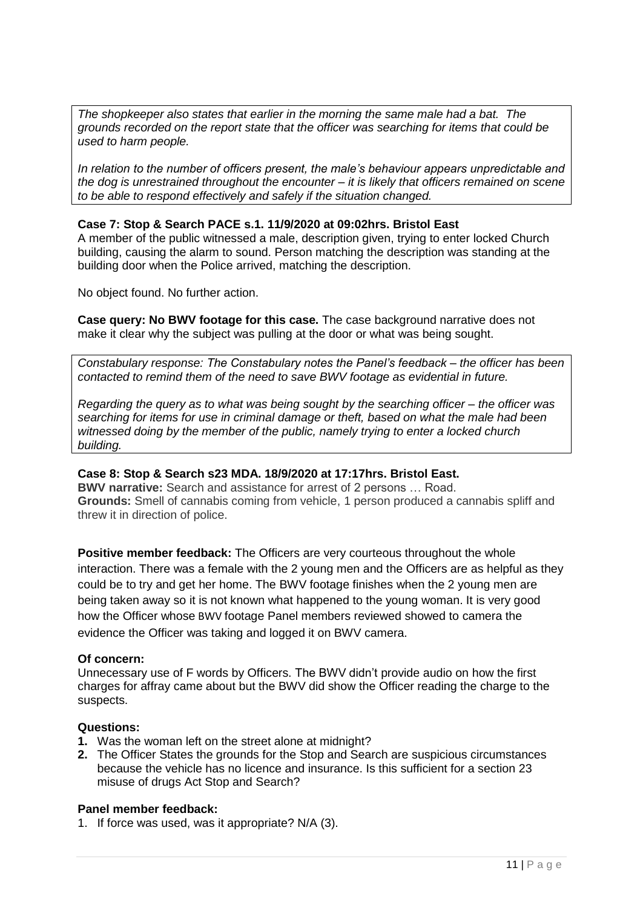*The shopkeeper also states that earlier in the morning the same male had a bat. The grounds recorded on the report state that the officer was searching for items that could be used to harm people.*

*In relation to the number of officers present, the male's behaviour appears unpredictable and the dog is unrestrained throughout the encounter – it is likely that officers remained on scene to be able to respond effectively and safely if the situation changed.*

**Case 7: Stop & Search PACE s.1. 11/9/2020 at 09:02hrs. Bristol East**

A member of the public witnessed a male, description given, trying to enter locked Church building, causing the alarm to sound. Person matching the description was standing at the building door when the Police arrived, matching the description.

No object found. No further action.

**Case query: No BWV footage for this case.** The case background narrative does not make it clear why the subject was pulling at the door or what was being sought.

*Constabulary response: The Constabulary notes the Panel's feedback – the officer has been contacted to remind them of the need to save BWV footage as evidential in future.*

*Regarding the query as to what was being sought by the searching officer – the officer was searching for items for use in criminal damage or theft, based on what the male had been witnessed doing by the member of the public, namely trying to enter a locked church building.*

**Case 8: Stop & Search s23 MDA. 18/9/2020 at 17:17hrs. Bristol East.**

**BWV narrative:** Search and assistance for arrest of 2 persons … Road.

**Grounds:** Smell of cannabis coming from vehicle, 1 person produced a cannabis spliff and threw it in direction of police.

**Positive member feedback:** The Officers are very courteous throughout the whole interaction. There was a female with the 2 young men and the Officers are as helpful as they could be to try and get her home. The BWV footage finishes when the 2 young men are being taken away so it is not known what happened to the young woman. It is very good how the Officer whose BWV footage Panel members reviewed showed to camera the evidence the Officer was taking and logged it on BWV camera.

**Of concern:**

Unnecessary use of F words by Officers. The BWV didn't provide audio on how the first charges for affray came about but the BWV did show the Officer reading the charge to the suspects.

**Questions:**

1. Was the woman left on the street alone at midnight?
2. The Officer States the grounds for the Stop and Search are suspicious circumstances because the vehicle has no licence and insurance. Is this sufficient for a section 23 misuse of drugs Act Stop and Search?

**Panel member feedback:**

1. If force was used, was it appropriate? N/A (3).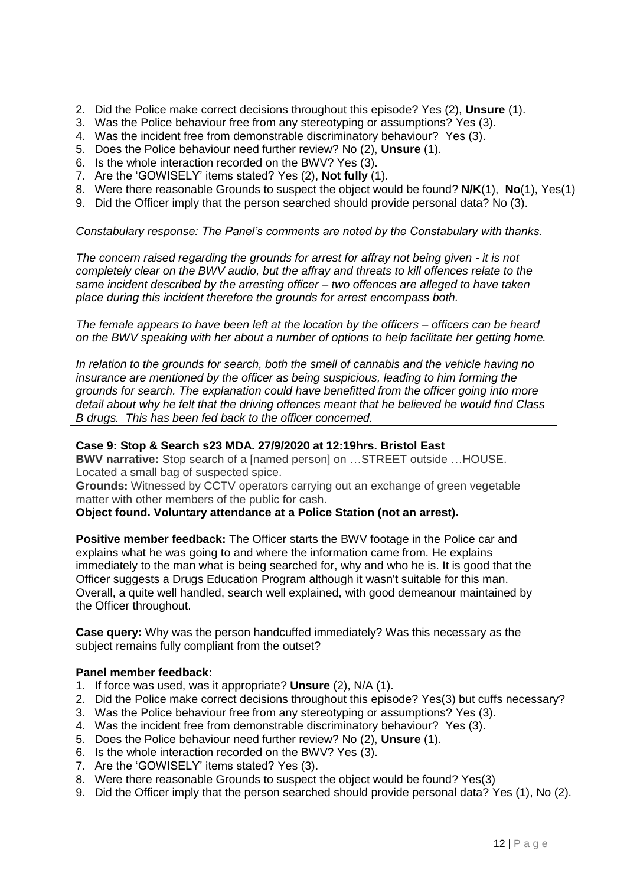2. Did the Police make correct decisions throughout this episode? Yes (2), **Unsure** (1).
3. Was the Police behaviour free from any stereotyping or assumptions? Yes (3).
4. Was the incident free from demonstrable discriminatory behaviour? Yes (3).
5. Does the Police behaviour need further review? No (2), **Unsure** (1).
6. Is the whole interaction recorded on the BWV? Yes (3).
7. Are the 'GOWISELY' items stated? Yes (2), **Not fully** (1).
8. Were there reasonable Grounds to suspect the object would be found? **N/K**(1), **No**(1), Yes(1)
9. Did the Officer imply that the person searched should provide personal data? No (3).

*Constabulary response: The Panel's comments are noted by the Constabulary with thanks.*

*The concern raised regarding the grounds for arrest for affray not being given - it is not completely clear on the BWV audio, but the affray and threats to kill offences relate to the same incident described by the arresting officer – two offences are alleged to have taken place during this incident therefore the grounds for arrest encompass both.*

*The female appears to have been left at the location by the officers – officers can be heard on the BWV speaking with her about a number of options to help facilitate her getting home.*

*In relation to the grounds for search, both the smell of cannabis and the vehicle having no insurance are mentioned by the officer as being suspicious, leading to him forming the grounds for search. The explanation could have benefitted from the officer going into more detail about why he felt that the driving offences meant that he believed he would find Class B drugs. This has been fed back to the officer concerned.*

**Case 9: Stop & Search s23 MDA. 27/9/2020 at 12:19hrs. Bristol East**

**BWV narrative:** Stop search of a [named person] on …STREET outside …HOUSE. Located a small bag of suspected spice.

**Grounds:** Witnessed by CCTV operators carrying out an exchange of green vegetable matter with other members of the public for cash.

**Object found. Voluntary attendance at a Police Station (not an arrest).**

**Positive member feedback:** The Officer starts the BWV footage in the Police car and explains what he was going to and where the information came from. He explains immediately to the man what is being searched for, why and who he is. It is good that the Officer suggests a Drugs Education Program although it wasn't suitable for this man. Overall, a quite well handled, search well explained, with good demeanour maintained by the Officer throughout.

**Case query:** Why was the person handcuffed immediately? Was this necessary as the subject remains fully compliant from the outset?

**Panel member feedback:**

1. If force was used, was it appropriate? **Unsure** (2), N/A (1).
2. Did the Police make correct decisions throughout this episode? Yes(3) but cuffs necessary?
3. Was the Police behaviour free from any stereotyping or assumptions? Yes (3).
4. Was the incident free from demonstrable discriminatory behaviour? Yes (3).
5. Does the Police behaviour need further review? No (2), **Unsure** (1).
6. Is the whole interaction recorded on the BWV? Yes (3).
7. Are the 'GOWISELY' items stated? Yes (3).
8. Were there reasonable Grounds to suspect the object would be found? Yes(3)
9. Did the Officer imply that the person searched should provide personal data? Yes (1), No (2).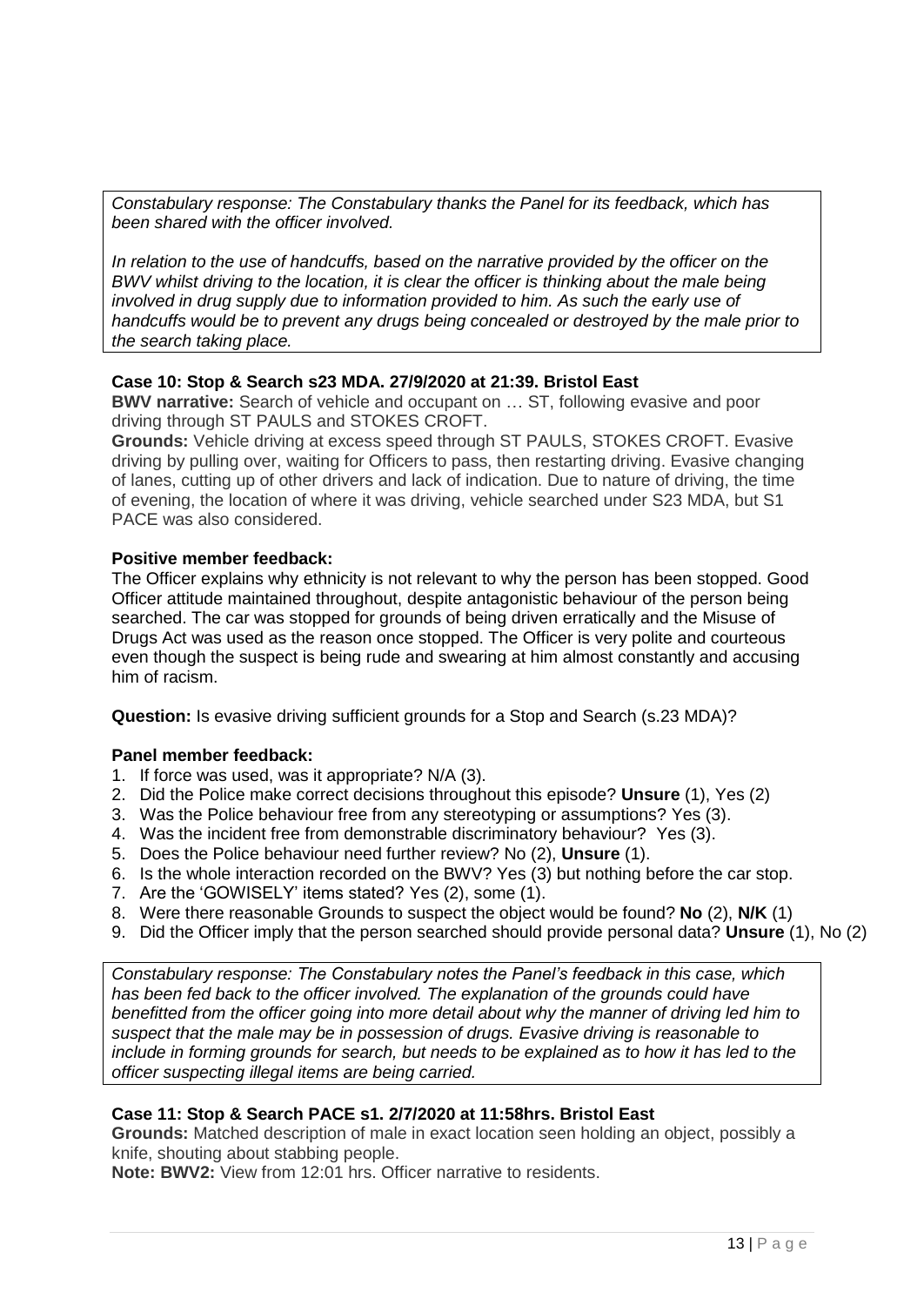*Constabulary response: The Constabulary thanks the Panel for its feedback, which has been shared with the officer involved.*

*In relation to the use of handcuffs, based on the narrative provided by the officer on the BWV whilst driving to the location, it is clear the officer is thinking about the male being involved in drug supply due to information provided to him. As such the early use of handcuffs would be to prevent any drugs being concealed or destroyed by the male prior to the search taking place.*

**Case 10: Stop & Search s23 MDA. 27/9/2020 at 21:39. Bristol East**

**BWV narrative:** Search of vehicle and occupant on … ST, following evasive and poor driving through ST PAULS and STOKES CROFT.

**Grounds:** Vehicle driving at excess speed through ST PAULS, STOKES CROFT. Evasive driving by pulling over, waiting for Officers to pass, then restarting driving. Evasive changing of lanes, cutting up of other drivers and lack of indication. Due to nature of driving, the time of evening, the location of where it was driving, vehicle searched under S23 MDA, but S1 PACE was also considered.

**Positive member feedback:**

The Officer explains why ethnicity is not relevant to why the person has been stopped. Good Officer attitude maintained throughout, despite antagonistic behaviour of the person being searched. The car was stopped for grounds of being driven erratically and the Misuse of Drugs Act was used as the reason once stopped. The Officer is very polite and courteous even though the suspect is being rude and swearing at him almost constantly and accusing him of racism.

**Question:** Is evasive driving sufficient grounds for a Stop and Search (s.23 MDA)?

**Panel member feedback:**

1. If force was used, was it appropriate? N/A (3).
2. Did the Police make correct decisions throughout this episode? **Unsure** (1), Yes (2)
3. Was the Police behaviour free from any stereotyping or assumptions? Yes (3).
4. Was the incident free from demonstrable discriminatory behaviour? Yes (3).
5. Does the Police behaviour need further review? No (2), **Unsure** (1).
6. Is the whole interaction recorded on the BWV? Yes (3) but nothing before the car stop.
7. Are the 'GOWISELY' items stated? Yes (2), some (1).
8. Were there reasonable Grounds to suspect the object would be found? **No** (2), **N/K** (1)
9. Did the Officer imply that the person searched should provide personal data? **Unsure** (1), No (2)

*Constabulary response: The Constabulary notes the Panel's feedback in this case, which has been fed back to the officer involved. The explanation of the grounds could have benefitted from the officer going into more detail about why the manner of driving led him to suspect that the male may be in possession of drugs. Evasive driving is reasonable to include in forming grounds for search, but needs to be explained as to how it has led to the officer suspecting illegal items are being carried.*

**Case 11: Stop & Search PACE s1. 2/7/2020 at 11:58hrs. Bristol East**

**Grounds:** Matched description of male in exact location seen holding an object, possibly a knife, shouting about stabbing people.

**Note: BWV2:** View from 12:01 hrs. Officer narrative to residents.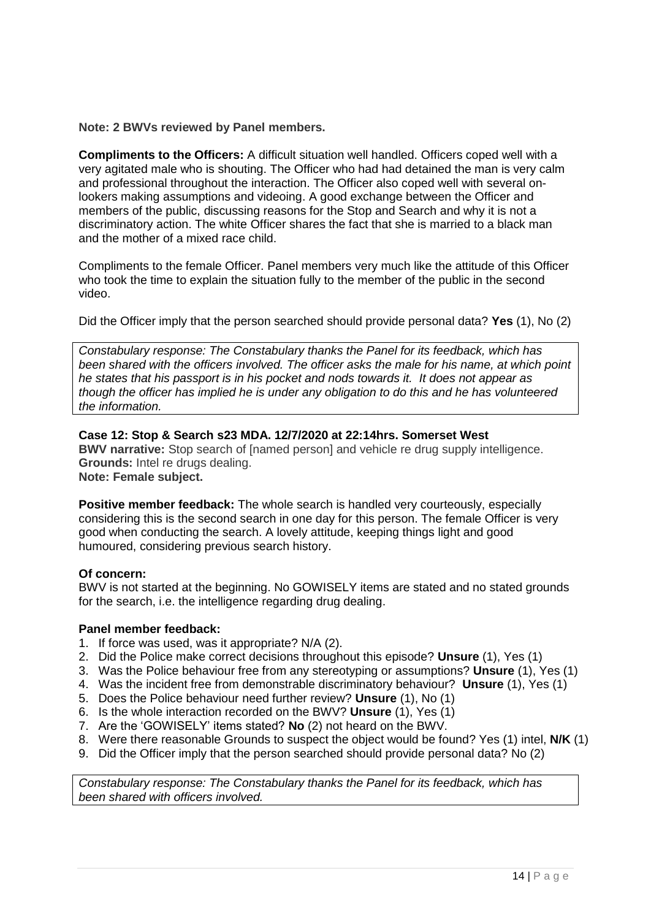**Note: 2 BWVs reviewed by Panel members.**

**Compliments to the Officers:** A difficult situation well handled. Officers coped well with a very agitated male who is shouting. The Officer who had had detained the man is very calm and professional throughout the interaction. The Officer also coped well with several on-lookers making assumptions and videoing. A good exchange between the Officer and members of the public, discussing reasons for the Stop and Search and why it is not a discriminatory action. The white Officer shares the fact that she is married to a black man and the mother of a mixed race child.

Compliments to the female Officer. Panel members very much like the attitude of this Officer who took the time to explain the situation fully to the member of the public in the second video.

Did the Officer imply that the person searched should provide personal data? **Yes** (1), No (2)

> *Constabulary response: The Constabulary thanks the Panel for its feedback, which has been shared with the officers involved. The officer asks the male for his name, at which point he states that his passport is in his pocket and nods towards it. It does not appear as though the officer has implied he is under any obligation to do this and he has volunteered the information.*

**Case 12: Stop & Search s23 MDA. 12/7/2020 at 22:14hrs. Somerset West**
**BWV narrative:** Stop search of [named person] and vehicle re drug supply intelligence.
**Grounds:** Intel re drugs dealing.
**Note: Female subject.**

**Positive member feedback:** The whole search is handled very courteously, especially considering this is the second search in one day for this person. The female Officer is very good when conducting the search. A lovely attitude, keeping things light and good humoured, considering previous search history.

**Of concern:**
BWV is not started at the beginning. No GOWISELY items are stated and no stated grounds for the search, i.e. the intelligence regarding drug dealing.

**Panel member feedback:**

1. If force was used, was it appropriate? N/A (2).
2. Did the Police make correct decisions throughout this episode? **Unsure** (1), Yes (1)
3. Was the Police behaviour free from any stereotyping or assumptions? **Unsure** (1), Yes (1)
4. Was the incident free from demonstrable discriminatory behaviour? **Unsure** (1), Yes (1)
5. Does the Police behaviour need further review? **Unsure** (1), No (1)
6. Is the whole interaction recorded on the BWV? **Unsure** (1), Yes (1)
7. Are the 'GOWISELY' items stated? **No** (2) not heard on the BWV.
8. Were there reasonable Grounds to suspect the object would be found? Yes (1) intel, **N/K** (1)
9. Did the Officer imply that the person searched should provide personal data? No (2)

> *Constabulary response: The Constabulary thanks the Panel for its feedback, which has been shared with officers involved.*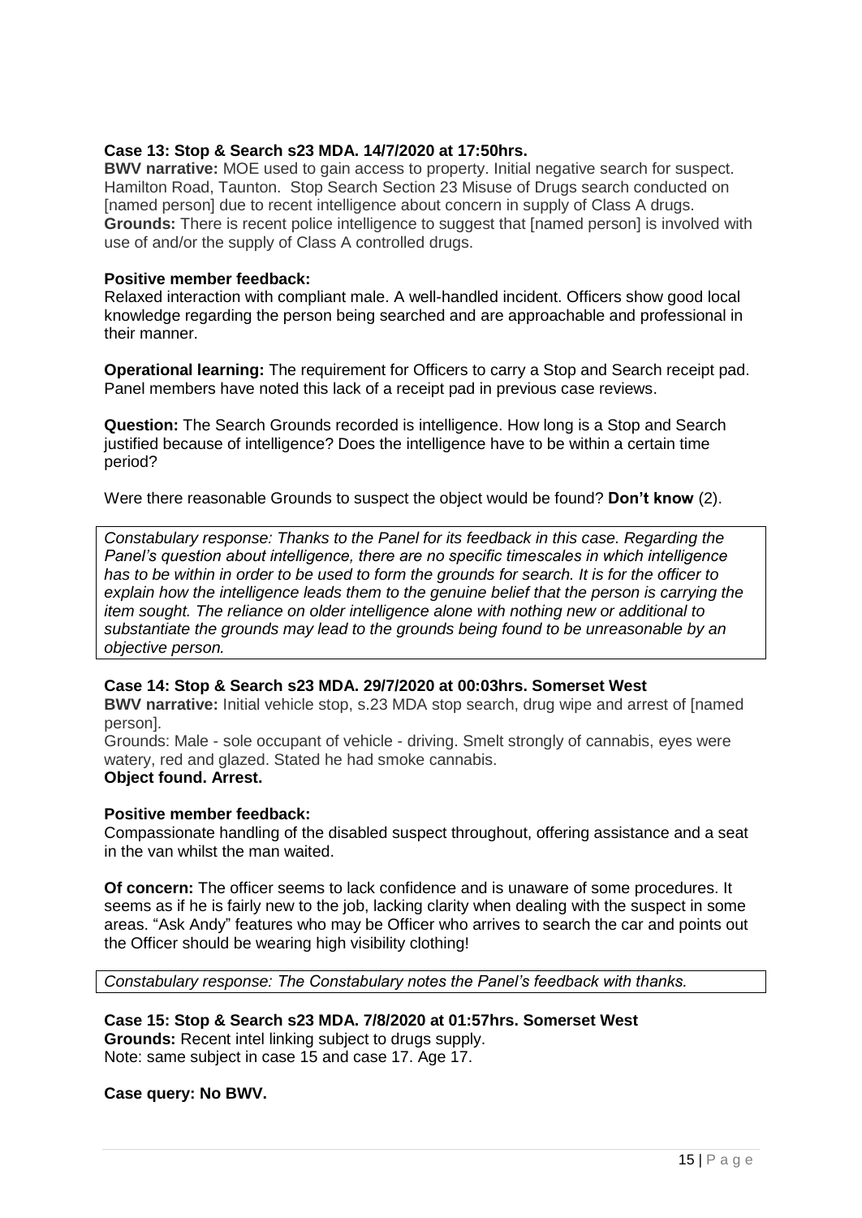**Case 13: Stop & Search s23 MDA. 14/7/2020 at 17:50hrs.**

**BWV narrative:** MOE used to gain access to property. Initial negative search for suspect. Hamilton Road, Taunton. Stop Search Section 23 Misuse of Drugs search conducted on [named person] due to recent intelligence about concern in supply of Class A drugs.

**Grounds:** There is recent police intelligence to suggest that [named person] is involved with use of and/or the supply of Class A controlled drugs.

**Positive member feedback:**

Relaxed interaction with compliant male. A well-handled incident. Officers show good local knowledge regarding the person being searched and are approachable and professional in their manner.

**Operational learning:** The requirement for Officers to carry a Stop and Search receipt pad. Panel members have noted this lack of a receipt pad in previous case reviews.

**Question:** The Search Grounds recorded is intelligence. How long is a Stop and Search justified because of intelligence? Does the intelligence have to be within a certain time period?

Were there reasonable Grounds to suspect the object would be found? **Don't know** (2).

*Constabulary response: Thanks to the Panel for its feedback in this case. Regarding the Panel's question about intelligence, there are no specific timescales in which intelligence has to be within in order to be used to form the grounds for search. It is for the officer to explain how the intelligence leads them to the genuine belief that the person is carrying the item sought. The reliance on older intelligence alone with nothing new or additional to substantiate the grounds may lead to the grounds being found to be unreasonable by an objective person.*

**Case 14: Stop & Search s23 MDA. 29/7/2020 at 00:03hrs. Somerset West**

**BWV narrative:** Initial vehicle stop, s.23 MDA stop search, drug wipe and arrest of [named person].

Grounds: Male - sole occupant of vehicle - driving. Smelt strongly of cannabis, eyes were watery, red and glazed. Stated he had smoke cannabis.

**Object found. Arrest.**

**Positive member feedback:**

Compassionate handling of the disabled suspect throughout, offering assistance and a seat in the van whilst the man waited.

**Of concern:** The officer seems to lack confidence and is unaware of some procedures. It seems as if he is fairly new to the job, lacking clarity when dealing with the suspect in some areas. "Ask Andy" features who may be Officer who arrives to search the car and points out the Officer should be wearing high visibility clothing!

*Constabulary response: The Constabulary notes the Panel's feedback with thanks.*

**Case 15: Stop & Search s23 MDA. 7/8/2020 at 01:57hrs. Somerset West**

**Grounds:** Recent intel linking subject to drugs supply.

Note: same subject in case 15 and case 17. Age 17.

**Case query: No BWV.**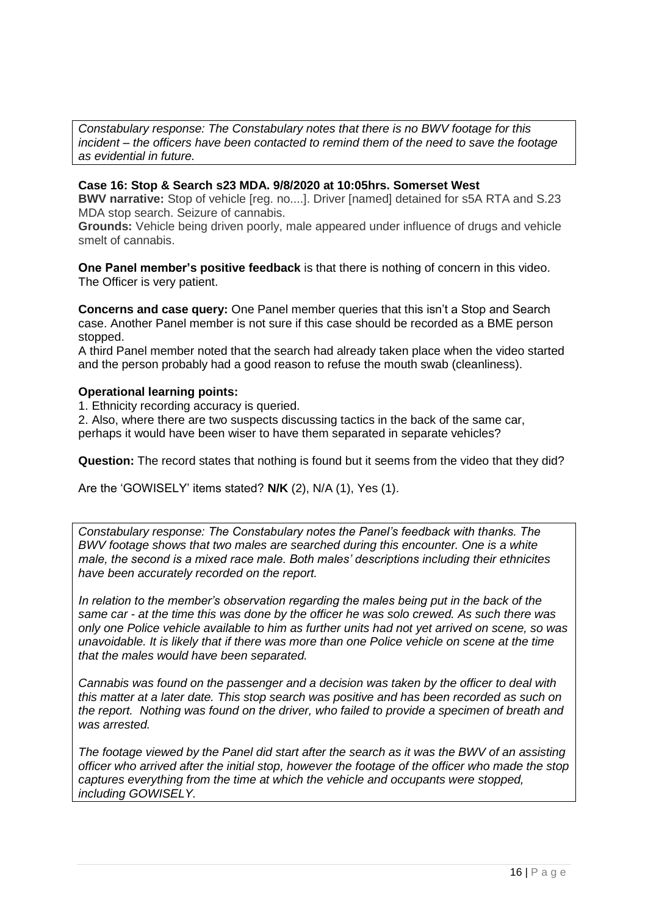*Constabulary response: The Constabulary notes that there is no BWV footage for this incident – the officers have been contacted to remind them of the need to save the footage as evidential in future.*

**Case 16: Stop & Search s23 MDA. 9/8/2020 at 10:05hrs. Somerset West**

**BWV narrative:** Stop of vehicle [reg. no....]. Driver [named] detained for s5A RTA and S.23 MDA stop search. Seizure of cannabis.

**Grounds:** Vehicle being driven poorly, male appeared under influence of drugs and vehicle smelt of cannabis.

**One Panel member's positive feedback** is that there is nothing of concern in this video. The Officer is very patient.

**Concerns and case query:** One Panel member queries that this isn't a Stop and Search case. Another Panel member is not sure if this case should be recorded as a BME person stopped.

A third Panel member noted that the search had already taken place when the video started and the person probably had a good reason to refuse the mouth swab (cleanliness).

**Operational learning points:**

1. Ethnicity recording accuracy is queried.
2. Also, where there are two suspects discussing tactics in the back of the same car, perhaps it would have been wiser to have them separated in separate vehicles?

**Question:** The record states that nothing is found but it seems from the video that they did?

Are the 'GOWISELY' items stated? **N/K** (2), N/A (1), Yes (1).

*Constabulary response: The Constabulary notes the Panel's feedback with thanks. The BWV footage shows that two males are searched during this encounter. One is a white male, the second is a mixed race male. Both males' descriptions including their ethnicites have been accurately recorded on the report.*

*In relation to the member's observation regarding the males being put in the back of the same car - at the time this was done by the officer he was solo crewed. As such there was only one Police vehicle available to him as further units had not yet arrived on scene, so was unavoidable. It is likely that if there was more than one Police vehicle on scene at the time that the males would have been separated.*

*Cannabis was found on the passenger and a decision was taken by the officer to deal with this matter at a later date. This stop search was positive and has been recorded as such on the report. Nothing was found on the driver, who failed to provide a specimen of breath and was arrested.*

*The footage viewed by the Panel did start after the search as it was the BWV of an assisting officer who arrived after the initial stop, however the footage of the officer who made the stop captures everything from the time at which the vehicle and occupants were stopped, including GOWISELY.*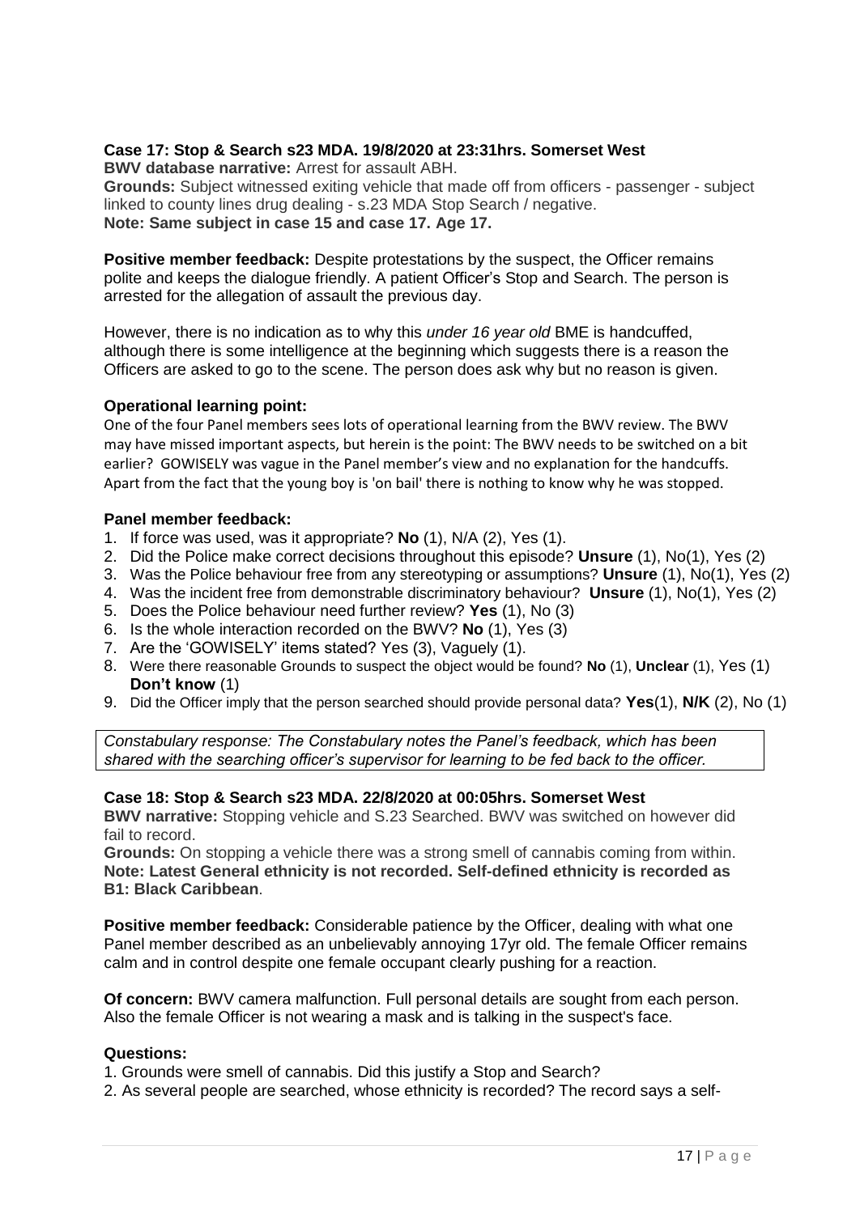**Case 17: Stop & Search s23 MDA. 19/8/2020 at 23:31hrs. Somerset West**

**BWV database narrative:** Arrest for assault ABH.

**Grounds:** Subject witnessed exiting vehicle that made off from officers - passenger - subject linked to county lines drug dealing - s.23 MDA Stop Search / negative.

**Note: Same subject in case 15 and case 17. Age 17.**

**Positive member feedback:** Despite protestations by the suspect, the Officer remains polite and keeps the dialogue friendly. A patient Officer's Stop and Search. The person is arrested for the allegation of assault the previous day.

However, there is no indication as to why this *under 16 year old* BME is handcuffed, although there is some intelligence at the beginning which suggests there is a reason the Officers are asked to go to the scene. The person does ask why but no reason is given.

**Operational learning point:**

One of the four Panel members sees lots of operational learning from the BWV review. The BWV may have missed important aspects, but herein is the point: The BWV needs to be switched on a bit earlier? GOWISELY was vague in the Panel member's view and no explanation for the handcuffs. Apart from the fact that the young boy is 'on bail' there is nothing to know why he was stopped.

**Panel member feedback:**

1. If force was used, was it appropriate? **No** (1), N/A (2), Yes (1).
2. Did the Police make correct decisions throughout this episode? **Unsure** (1), No(1), Yes (2)
3. Was the Police behaviour free from any stereotyping or assumptions? **Unsure** (1), No(1), Yes (2)
4. Was the incident free from demonstrable discriminatory behaviour? **Unsure** (1), No(1), Yes (2)
5. Does the Police behaviour need further review? **Yes** (1), No (3)
6. Is the whole interaction recorded on the BWV? **No** (1), Yes (3)
7. Are the 'GOWISELY' items stated? Yes (3), Vaguely (1).
8. Were there reasonable Grounds to suspect the object would be found? **No** (1), **Unclear** (1), Yes (1) **Don't know** (1)
9. Did the Officer imply that the person searched should provide personal data? **Yes**(1), **N/K** (2), No (1)

*Constabulary response: The Constabulary notes the Panel's feedback, which has been shared with the searching officer's supervisor for learning to be fed back to the officer.*

**Case 18: Stop & Search s23 MDA. 22/8/2020 at 00:05hrs. Somerset West**

**BWV narrative:** Stopping vehicle and S.23 Searched. BWV was switched on however did fail to record.

**Grounds:** On stopping a vehicle there was a strong smell of cannabis coming from within.

**Note: Latest General ethnicity is not recorded. Self-defined ethnicity is recorded as B1: Black Caribbean**.

**Positive member feedback:** Considerable patience by the Officer, dealing with what one Panel member described as an unbelievably annoying 17yr old. The female Officer remains calm and in control despite one female occupant clearly pushing for a reaction.

**Of concern:** BWV camera malfunction. Full personal details are sought from each person. Also the female Officer is not wearing a mask and is talking in the suspect's face.

**Questions:**

1. Grounds were smell of cannabis. Did this justify a Stop and Search?
2. As several people are searched, whose ethnicity is recorded? The record says a self-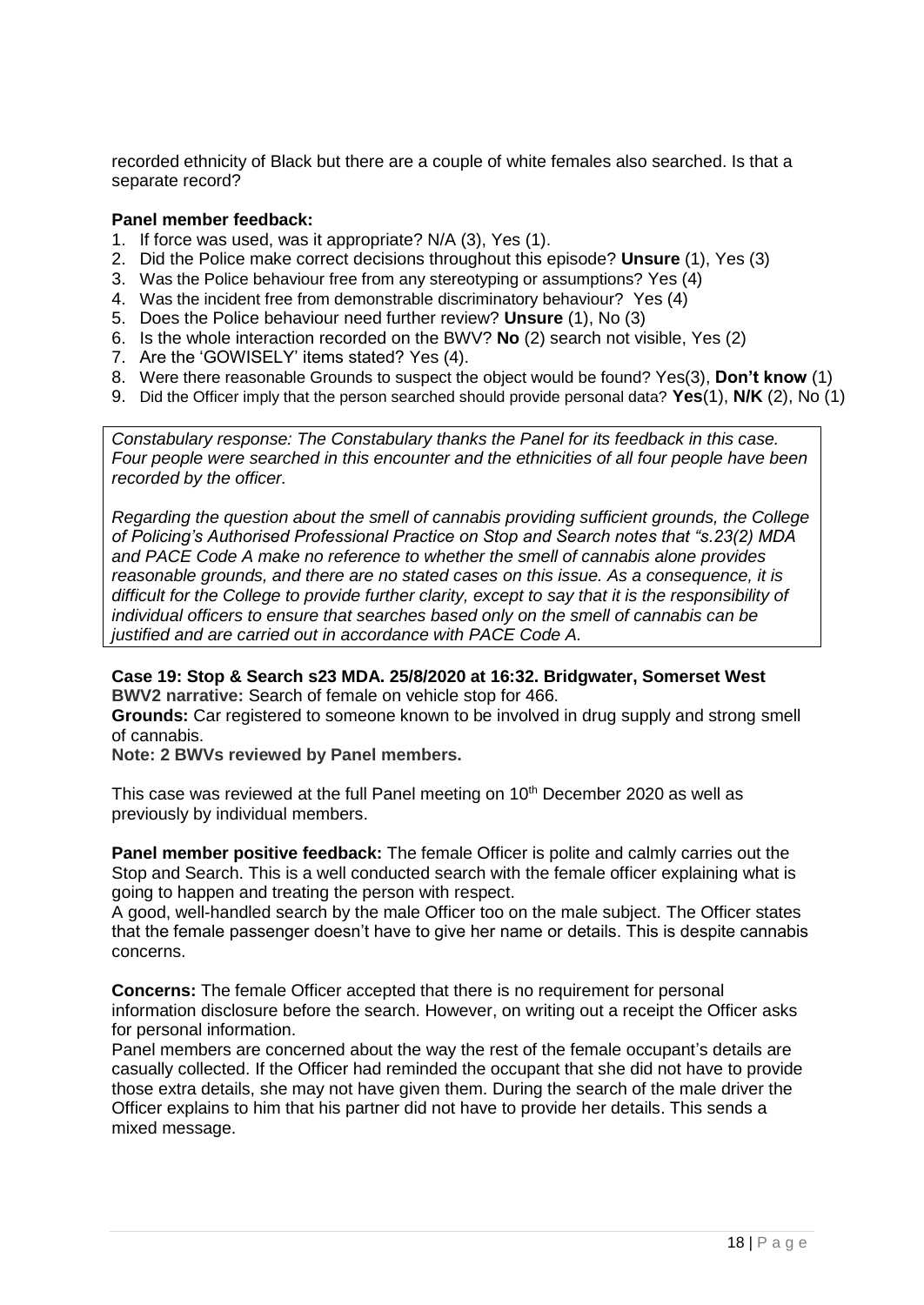recorded ethnicity of Black but there are a couple of white females also searched. Is that a separate record?

**Panel member feedback:**

1. If force was used, was it appropriate? N/A (3), Yes (1).
2. Did the Police make correct decisions throughout this episode? **Unsure** (1), Yes (3)
3. Was the Police behaviour free from any stereotyping or assumptions? Yes (4)
4. Was the incident free from demonstrable discriminatory behaviour? Yes (4)
5. Does the Police behaviour need further review? **Unsure** (1), No (3)
6. Is the whole interaction recorded on the BWV? **No** (2) search not visible, Yes (2)
7. Are the 'GOWISELY' items stated? Yes (4).
8. Were there reasonable Grounds to suspect the object would be found? Yes(3), **Don't know** (1)
9. Did the Officer imply that the person searched should provide personal data? **Yes**(1), **N/K** (2), No (1)

*Constabulary response: The Constabulary thanks the Panel for its feedback in this case. Four people were searched in this encounter and the ethnicities of all four people have been recorded by the officer.*

*Regarding the question about the smell of cannabis providing sufficient grounds, the College of Policing's Authorised Professional Practice on Stop and Search notes that "s.23(2) MDA and PACE Code A make no reference to whether the smell of cannabis alone provides reasonable grounds, and there are no stated cases on this issue. As a consequence, it is difficult for the College to provide further clarity, except to say that it is the responsibility of individual officers to ensure that searches based only on the smell of cannabis can be justified and are carried out in accordance with PACE Code A.*

**Case 19: Stop & Search s23 MDA. 25/8/2020 at 16:32. Bridgwater, Somerset West**

**BWV2 narrative:** Search of female on vehicle stop for 466.

**Grounds:** Car registered to someone known to be involved in drug supply and strong smell of cannabis.

**Note: 2 BWVs reviewed by Panel members.**

This case was reviewed at the full Panel meeting on 10th December 2020 as well as previously by individual members.

**Panel member positive feedback:** The female Officer is polite and calmly carries out the Stop and Search. This is a well conducted search with the female officer explaining what is going to happen and treating the person with respect.

A good, well-handled search by the male Officer too on the male subject. The Officer states that the female passenger doesn't have to give her name or details. This is despite cannabis concerns.

**Concerns:** The female Officer accepted that there is no requirement for personal information disclosure before the search. However, on writing out a receipt the Officer asks for personal information.

Panel members are concerned about the way the rest of the female occupant's details are casually collected. If the Officer had reminded the occupant that she did not have to provide those extra details, she may not have given them. During the search of the male driver the Officer explains to him that his partner did not have to provide her details. This sends a mixed message.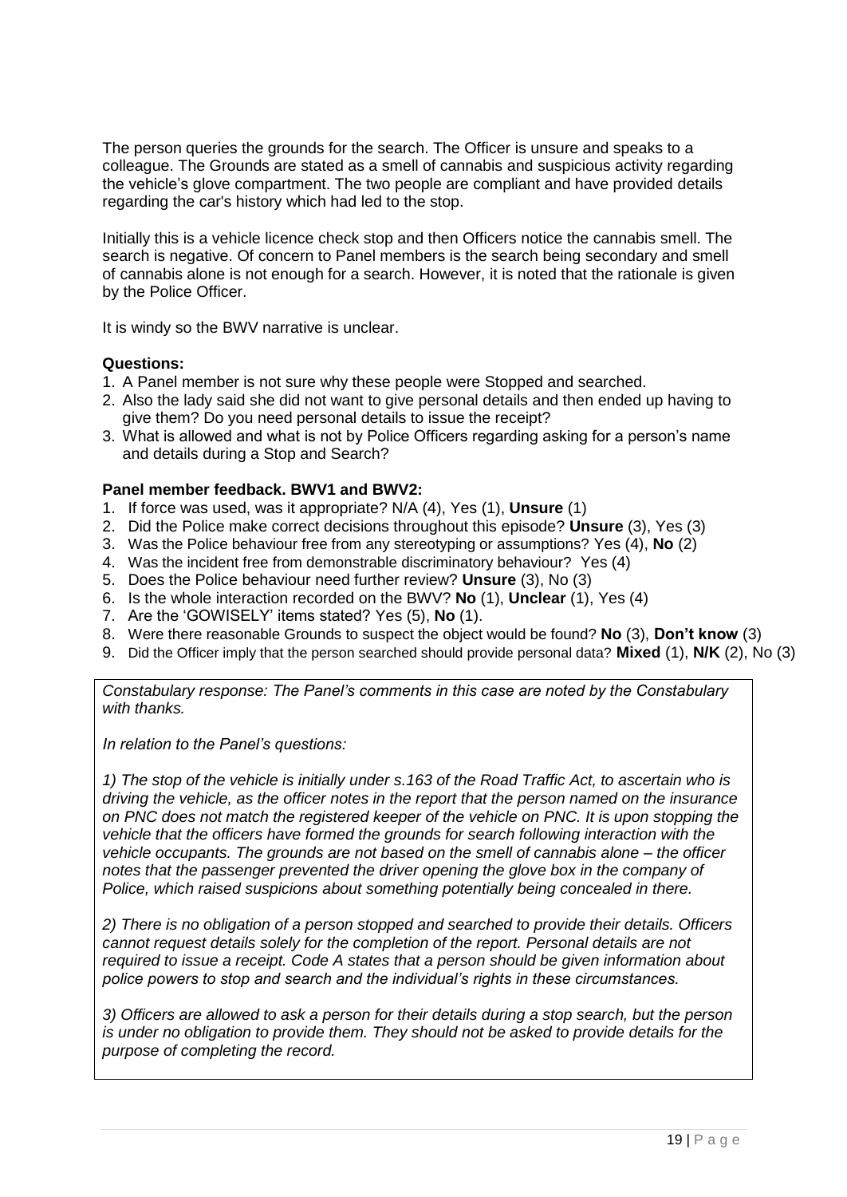The person queries the grounds for the search. The Officer is unsure and speaks to a colleague. The Grounds are stated as a smell of cannabis and suspicious activity regarding the vehicle's glove compartment. The two people are compliant and have provided details regarding the car's history which had led to the stop.

Initially this is a vehicle licence check stop and then Officers notice the cannabis smell. The search is negative. Of concern to Panel members is the search being secondary and smell of cannabis alone is not enough for a search. However, it is noted that the rationale is given by the Police Officer.

It is windy so the BWV narrative is unclear.

**Questions:**

1. A Panel member is not sure why these people were Stopped and searched.
2. Also the lady said she did not want to give personal details and then ended up having to give them? Do you need personal details to issue the receipt?
3. What is allowed and what is not by Police Officers regarding asking for a person's name and details during a Stop and Search?

**Panel member feedback. BWV1 and BWV2:**

1. If force was used, was it appropriate? N/A (4), Yes (1), **Unsure** (1)
2. Did the Police make correct decisions throughout this episode? **Unsure** (3), Yes (3)
3. Was the Police behaviour free from any stereotyping or assumptions? Yes (4), **No** (2)
4. Was the incident free from demonstrable discriminatory behaviour? Yes (4)
5. Does the Police behaviour need further review? **Unsure** (3), No (3)
6. Is the whole interaction recorded on the BWV? **No** (1), **Unclear** (1), Yes (4)
7. Are the 'GOWISELY' items stated? Yes (5), **No** (1).
8. Were there reasonable Grounds to suspect the object would be found? **No** (3), **Don't know** (3)
9. Did the Officer imply that the person searched should provide personal data? **Mixed** (1), **N/K** (2), No (3)

*Constabulary response: The Panel's comments in this case are noted by the Constabulary with thanks.*

*In relation to the Panel's questions:*

*1) The stop of the vehicle is initially under s.163 of the Road Traffic Act, to ascertain who is driving the vehicle, as the officer notes in the report that the person named on the insurance on PNC does not match the registered keeper of the vehicle on PNC. It is upon stopping the vehicle that the officers have formed the grounds for search following interaction with the vehicle occupants. The grounds are not based on the smell of cannabis alone – the officer notes that the passenger prevented the driver opening the glove box in the company of Police, which raised suspicions about something potentially being concealed in there.*

*2) There is no obligation of a person stopped and searched to provide their details. Officers cannot request details solely for the completion of the report. Personal details are not required to issue a receipt. Code A states that a person should be given information about police powers to stop and search and the individual's rights in these circumstances.*

*3) Officers are allowed to ask a person for their details during a stop search, but the person is under no obligation to provide them. They should not be asked to provide details for the purpose of completing the record.*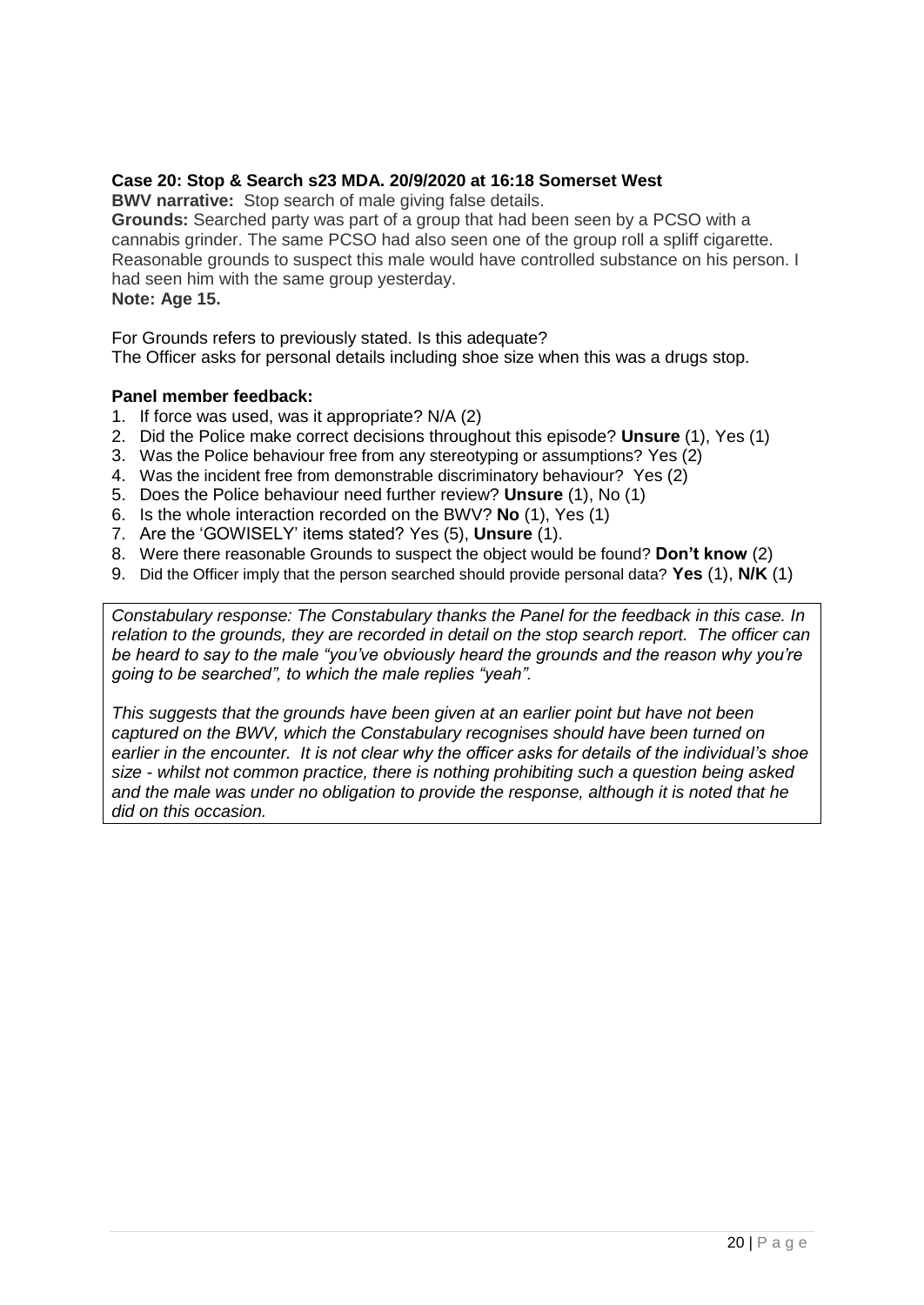**Case 20: Stop & Search s23 MDA. 20/9/2020 at 16:18 Somerset West**

**BWV narrative:** Stop search of male giving false details.

**Grounds:** Searched party was part of a group that had been seen by a PCSO with a cannabis grinder. The same PCSO had also seen one of the group roll a spliff cigarette. Reasonable grounds to suspect this male would have controlled substance on his person. I had seen him with the same group yesterday.

**Note: Age 15.**

For Grounds refers to previously stated. Is this adequate?
The Officer asks for personal details including shoe size when this was a drugs stop.

**Panel member feedback:**

1. If force was used, was it appropriate? N/A (2)
2. Did the Police make correct decisions throughout this episode? **Unsure** (1), Yes (1)
3. Was the Police behaviour free from any stereotyping or assumptions? Yes (2)
4. Was the incident free from demonstrable discriminatory behaviour? Yes (2)
5. Does the Police behaviour need further review? **Unsure** (1), No (1)
6. Is the whole interaction recorded on the BWV? **No** (1), Yes (1)
7. Are the 'GOWISELY' items stated? Yes (5), **Unsure** (1).
8. Were there reasonable Grounds to suspect the object would be found? **Don't know** (2)
9. Did the Officer imply that the person searched should provide personal data? **Yes** (1), **N/K** (1)

*Constabulary response: The Constabulary thanks the Panel for the feedback in this case. In relation to the grounds, they are recorded in detail on the stop search report. The officer can be heard to say to the male "you've obviously heard the grounds and the reason why you're going to be searched", to which the male replies "yeah".*

*This suggests that the grounds have been given at an earlier point but have not been captured on the BWV, which the Constabulary recognises should have been turned on earlier in the encounter. It is not clear why the officer asks for details of the individual's shoe size - whilst not common practice, there is nothing prohibiting such a question being asked and the male was under no obligation to provide the response, although it is noted that he did on this occasion.*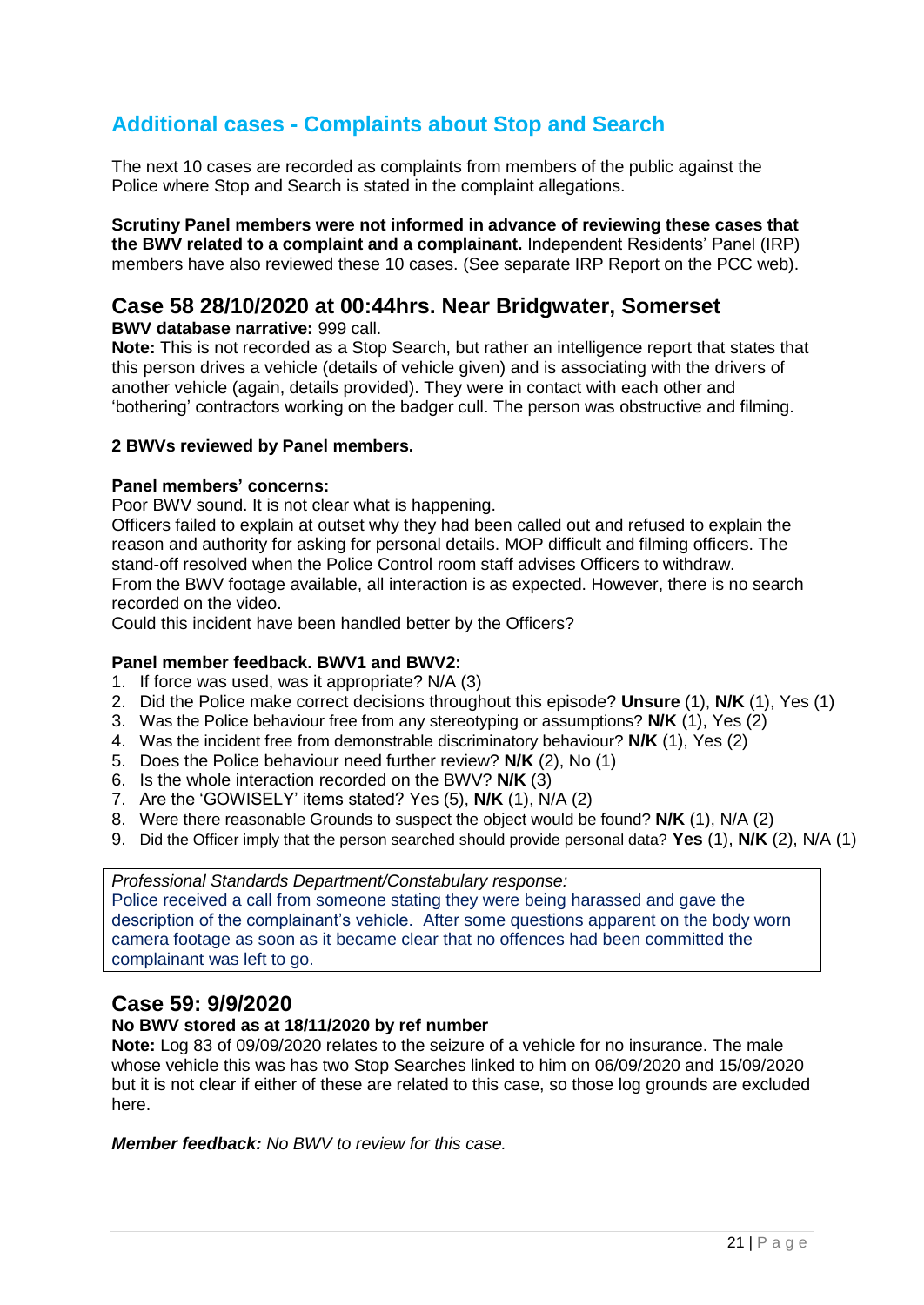## Additional cases - Complaints about Stop and Search

The next 10 cases are recorded as complaints from members of the public against the Police where Stop and Search is stated in the complaint allegations.

**Scrutiny Panel members were not informed in advance of reviewing these cases that the BWV related to a complaint and a complainant.** Independent Residents' Panel (IRP) members have also reviewed these 10 cases. (See separate IRP Report on the PCC web).

## Case 58 28/10/2020 at 00:44hrs. Near Bridgwater, Somerset

**BWV database narrative:** 999 call.
**Note:** This is not recorded as a Stop Search, but rather an intelligence report that states that this person drives a vehicle (details of vehicle given) and is associating with the drivers of another vehicle (again, details provided). They were in contact with each other and 'bothering' contractors working on the badger cull. The person was obstructive and filming.

**2 BWVs reviewed by Panel members.**

**Panel members' concerns:**
Poor BWV sound. It is not clear what is happening.
Officers failed to explain at outset why they had been called out and refused to explain the reason and authority for asking for personal details. MOP difficult and filming officers. The stand-off resolved when the Police Control room staff advises Officers to withdraw.
From the BWV footage available, all interaction is as expected. However, there is no search recorded on the video.
Could this incident have been handled better by the Officers?

**Panel member feedback. BWV1 and BWV2:**

1. If force was used, was it appropriate? N/A (3)
2. Did the Police make correct decisions throughout this episode? **Unsure** (1), **N/K** (1), Yes (1)
3. Was the Police behaviour free from any stereotyping or assumptions? **N/K** (1), Yes (2)
4. Was the incident free from demonstrable discriminatory behaviour? **N/K** (1), Yes (2)
5. Does the Police behaviour need further review? **N/K** (2), No (1)
6. Is the whole interaction recorded on the BWV? **N/K** (3)
7. Are the 'GOWISELY' items stated? Yes (5), **N/K** (1), N/A (2)
8. Were there reasonable Grounds to suspect the object would be found? **N/K** (1), N/A (2)
9. Did the Officer imply that the person searched should provide personal data? **Yes** (1), **N/K** (2), N/A (1)

> *Professional Standards Department/Constabulary response:*
> Police received a call from someone stating they were being harassed and gave the description of the complainant's vehicle. After some questions apparent on the body worn camera footage as soon as it became clear that no offences had been committed the complainant was left to go.

## Case 59: 9/9/2020

**No BWV stored as at 18/11/2020 by ref number**
**Note:** Log 83 of 09/09/2020 relates to the seizure of a vehicle for no insurance. The male whose vehicle this was has two Stop Searches linked to him on 06/09/2020 and 15/09/2020 but it is not clear if either of these are related to this case, so those log grounds are excluded here.

***Member feedback:*** *No BWV to review for this case.*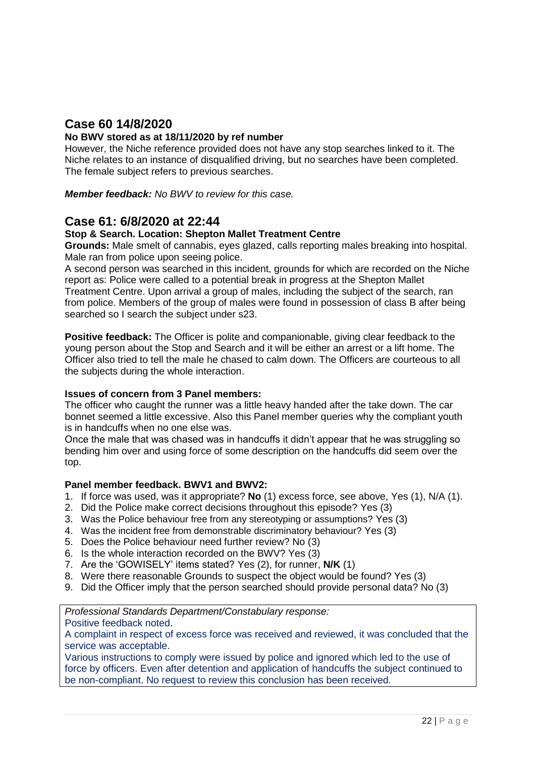## Case 60 14/8/2020

**No BWV stored as at 18/11/2020 by ref number**

However, the Niche reference provided does not have any stop searches linked to it. The Niche relates to an instance of disqualified driving, but no searches have been completed. The female subject refers to previous searches.

***Member feedback:*** *No BWV to review for this case.*

## Case 61: 6/8/2020 at 22:44

**Stop & Search. Location: Shepton Mallet Treatment Centre**

**Grounds:** Male smelt of cannabis, eyes glazed, calls reporting males breaking into hospital. Male ran from police upon seeing police.

A second person was searched in this incident, grounds for which are recorded on the Niche report as: Police were called to a potential break in progress at the Shepton Mallet Treatment Centre. Upon arrival a group of males, including the subject of the search, ran from police. Members of the group of males were found in possession of class B after being searched so I search the subject under s23.

**Positive feedback:** The Officer is polite and companionable, giving clear feedback to the young person about the Stop and Search and it will be either an arrest or a lift home. The Officer also tried to tell the male he chased to calm down. The Officers are courteous to all the subjects during the whole interaction.

**Issues of concern from 3 Panel members:**

The officer who caught the runner was a little heavy handed after the take down. The car bonnet seemed a little excessive. Also this Panel member queries why the compliant youth is in handcuffs when no one else was.

Once the male that was chased was in handcuffs it didn't appear that he was struggling so bending him over and using force of some description on the handcuffs did seem over the top.

**Panel member feedback. BWV1 and BWV2:**

1. If force was used, was it appropriate? **No** (1) excess force, see above, Yes (1), N/A (1).
2. Did the Police make correct decisions throughout this episode? Yes (3)
3. Was the Police behaviour free from any stereotyping or assumptions? Yes (3)
4. Was the incident free from demonstrable discriminatory behaviour? Yes (3)
5. Does the Police behaviour need further review? No (3)
6. Is the whole interaction recorded on the BWV? Yes (3)
7. Are the 'GOWISELY' items stated? Yes (2), for runner, **N/K** (1)
8. Were there reasonable Grounds to suspect the object would be found? Yes (3)
9. Did the Officer imply that the person searched should provide personal data? No (3)

*Professional Standards Department/Constabulary response:*

Positive feedback noted.

A complaint in respect of excess force was received and reviewed, it was concluded that the service was acceptable.

Various instructions to comply were issued by police and ignored which led to the use of force by officers. Even after detention and application of handcuffs the subject continued to be non-compliant. No request to review this conclusion has been received.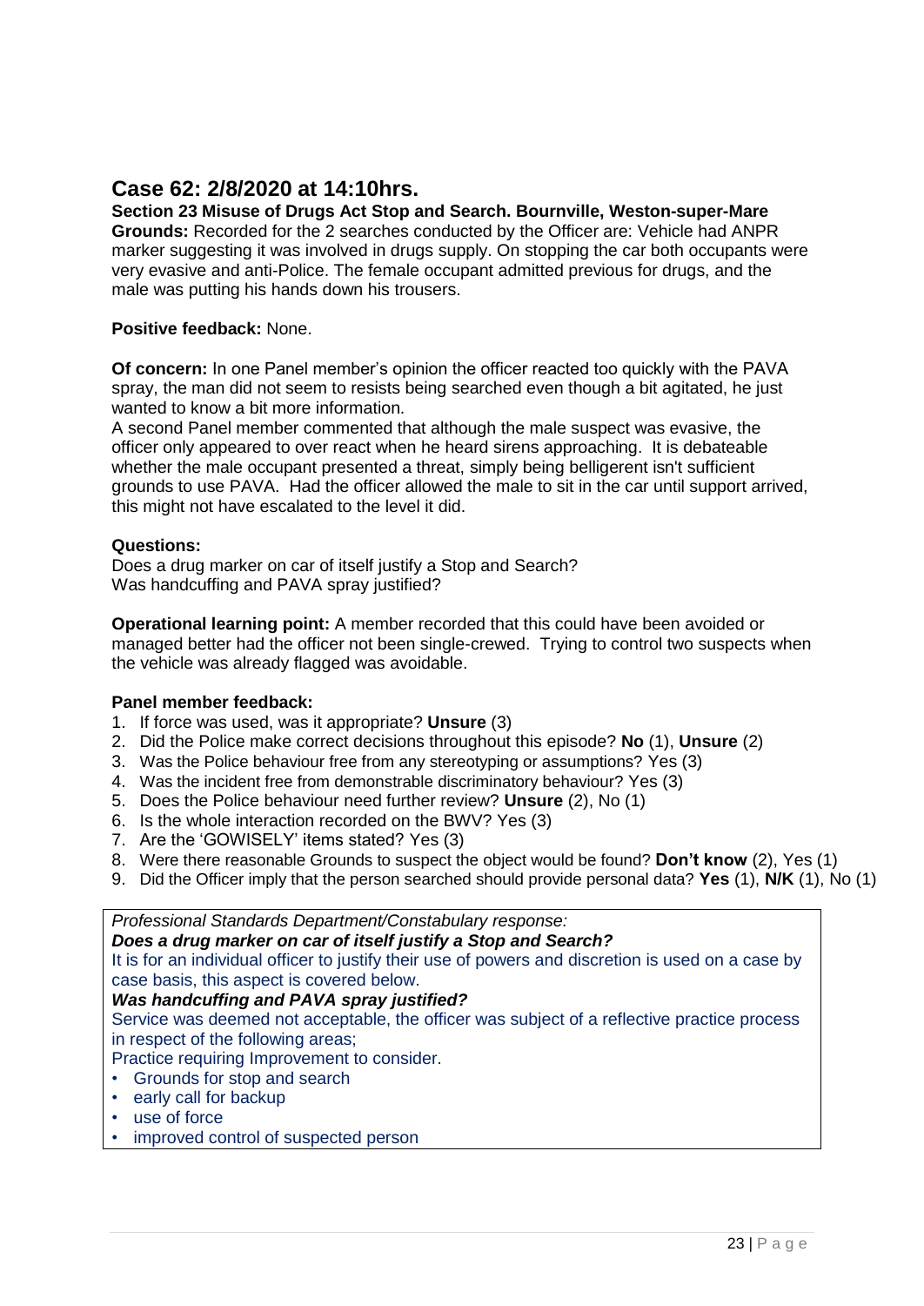## Case 62: 2/8/2020 at 14:10hrs.

**Section 23 Misuse of Drugs Act Stop and Search. Bournville, Weston-super-Mare**
**Grounds:** Recorded for the 2 searches conducted by the Officer are: Vehicle had ANPR marker suggesting it was involved in drugs supply. On stopping the car both occupants were very evasive and anti-Police. The female occupant admitted previous for drugs, and the male was putting his hands down his trousers.

**Positive feedback:** None.

**Of concern:** In one Panel member's opinion the officer reacted too quickly with the PAVA spray, the man did not seem to resists being searched even though a bit agitated, he just wanted to know a bit more information.
A second Panel member commented that although the male suspect was evasive, the officer only appeared to over react when he heard sirens approaching. It is debateable whether the male occupant presented a threat, simply being belligerent isn't sufficient grounds to use PAVA. Had the officer allowed the male to sit in the car until support arrived, this might not have escalated to the level it did.

**Questions:**
Does a drug marker on car of itself justify a Stop and Search?
Was handcuffing and PAVA spray justified?

**Operational learning point:** A member recorded that this could have been avoided or managed better had the officer not been single-crewed. Trying to control two suspects when the vehicle was already flagged was avoidable.

**Panel member feedback:**

1. If force was used, was it appropriate? **Unsure** (3)
2. Did the Police make correct decisions throughout this episode? **No** (1), **Unsure** (2)
3. Was the Police behaviour free from any stereotyping or assumptions? Yes (3)
4. Was the incident free from demonstrable discriminatory behaviour? Yes (3)
5. Does the Police behaviour need further review? **Unsure** (2), No (1)
6. Is the whole interaction recorded on the BWV? Yes (3)
7. Are the 'GOWISELY' items stated? Yes (3)
8. Were there reasonable Grounds to suspect the object would be found? **Don't know** (2), Yes (1)
9. Did the Officer imply that the person searched should provide personal data? **Yes** (1), **N/K** (1), No (1)

*Professional Standards Department/Constabulary response:*
***Does a drug marker on car of itself justify a Stop and Search?***
It is for an individual officer to justify their use of powers and discretion is used on a case by case basis, this aspect is covered below.
***Was handcuffing and PAVA spray justified?***
Service was deemed not acceptable, the officer was subject of a reflective practice process in respect of the following areas;
Practice requiring Improvement to consider.

- Grounds for stop and search
- early call for backup
- use of force
- improved control of suspected person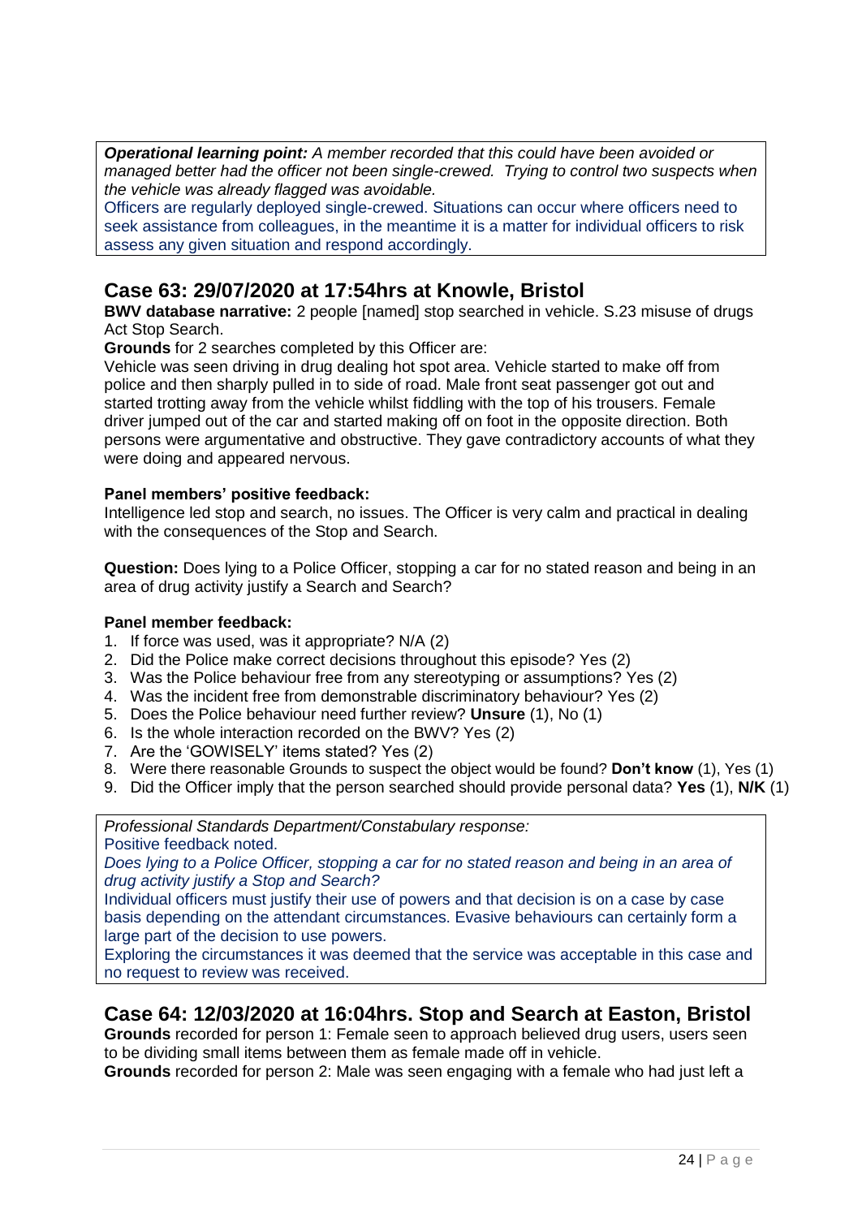*Operational learning point:* *A member recorded that this could have been avoided or managed better had the officer not been single-crewed. Trying to control two suspects when the vehicle was already flagged was avoidable.*
Officers are regularly deployed single-crewed. Situations can occur where officers need to seek assistance from colleagues, in the meantime it is a matter for individual officers to risk assess any given situation and respond accordingly.

## Case 63: 29/07/2020 at 17:54hrs at Knowle, Bristol

**BWV database narrative:** 2 people [named] stop searched in vehicle. S.23 misuse of drugs Act Stop Search.

**Grounds** for 2 searches completed by this Officer are:

Vehicle was seen driving in drug dealing hot spot area. Vehicle started to make off from police and then sharply pulled in to side of road. Male front seat passenger got out and started trotting away from the vehicle whilst fiddling with the top of his trousers. Female driver jumped out of the car and started making off on foot in the opposite direction. Both persons were argumentative and obstructive. They gave contradictory accounts of what they were doing and appeared nervous.

**Panel members' positive feedback:**

Intelligence led stop and search, no issues. The Officer is very calm and practical in dealing with the consequences of the Stop and Search.

**Question:** Does lying to a Police Officer, stopping a car for no stated reason and being in an area of drug activity justify a Search and Search?

**Panel member feedback:**

1. If force was used, was it appropriate? N/A (2)
2. Did the Police make correct decisions throughout this episode? Yes (2)
3. Was the Police behaviour free from any stereotyping or assumptions? Yes (2)
4. Was the incident free from demonstrable discriminatory behaviour? Yes (2)
5. Does the Police behaviour need further review? **Unsure** (1), No (1)
6. Is the whole interaction recorded on the BWV? Yes (2)
7. Are the 'GOWISELY' items stated? Yes (2)
8. Were there reasonable Grounds to suspect the object would be found? **Don't know** (1), Yes (1)
9. Did the Officer imply that the person searched should provide personal data? **Yes** (1), **N/K** (1)

*Professional Standards Department/Constabulary response:*
Positive feedback noted.
*Does lying to a Police Officer, stopping a car for no stated reason and being in an area of drug activity justify a Stop and Search?*
Individual officers must justify their use of powers and that decision is on a case by case basis depending on the attendant circumstances. Evasive behaviours can certainly form a large part of the decision to use powers.
Exploring the circumstances it was deemed that the service was acceptable in this case and no request to review was received.

## Case 64: 12/03/2020 at 16:04hrs. Stop and Search at Easton, Bristol

**Grounds** recorded for person 1: Female seen to approach believed drug users, users seen to be dividing small items between them as female made off in vehicle.

**Grounds** recorded for person 2: Male was seen engaging with a female who had just left a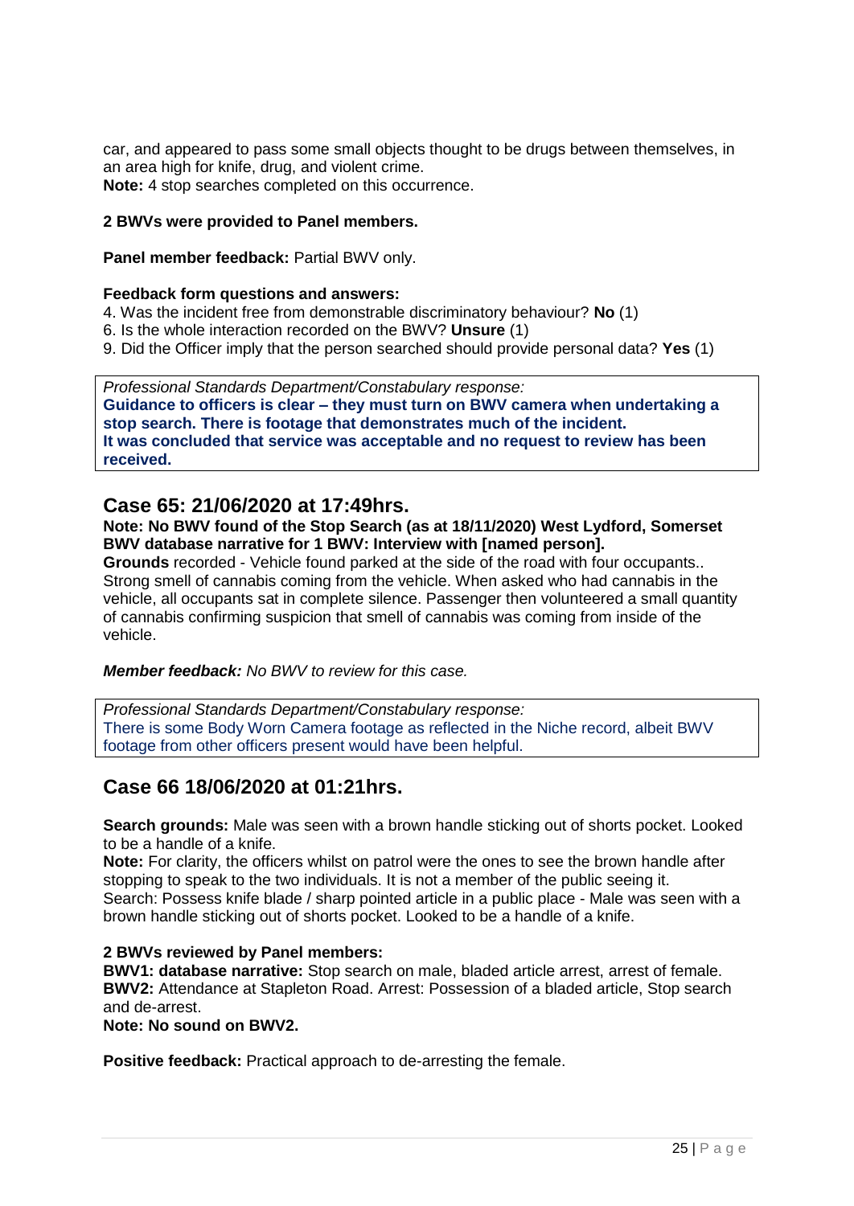car, and appeared to pass some small objects thought to be drugs between themselves, in an area high for knife, drug, and violent crime.
**Note:** 4 stop searches completed on this occurrence.

**2 BWVs were provided to Panel members.**

**Panel member feedback:** Partial BWV only.

**Feedback form questions and answers:**
4. Was the incident free from demonstrable discriminatory behaviour? **No** (1)
6. Is the whole interaction recorded on the BWV? **Unsure** (1)
9. Did the Officer imply that the person searched should provide personal data? **Yes** (1)

> *Professional Standards Department/Constabulary response:*
> **Guidance to officers is clear – they must turn on BWV camera when undertaking a stop search. There is footage that demonstrates much of the incident.**
> **It was concluded that service was acceptable and no request to review has been received.**

## Case 65: 21/06/2020 at 17:49hrs.

**Note: No BWV found of the Stop Search (as at 18/11/2020) West Lydford, Somerset BWV database narrative for 1 BWV: Interview with [named person].**
**Grounds** recorded - Vehicle found parked at the side of the road with four occupants.. Strong smell of cannabis coming from the vehicle. When asked who had cannabis in the vehicle, all occupants sat in complete silence. Passenger then volunteered a small quantity of cannabis confirming suspicion that smell of cannabis was coming from inside of the vehicle.

***Member feedback:*** *No BWV to review for this case.*

> *Professional Standards Department/Constabulary response:*
> There is some Body Worn Camera footage as reflected in the Niche record, albeit BWV footage from other officers present would have been helpful.

## Case 66 18/06/2020 at 01:21hrs.

**Search grounds:** Male was seen with a brown handle sticking out of shorts pocket. Looked to be a handle of a knife.
**Note:** For clarity, the officers whilst on patrol were the ones to see the brown handle after stopping to speak to the two individuals. It is not a member of the public seeing it.
Search: Possess knife blade / sharp pointed article in a public place - Male was seen with a brown handle sticking out of shorts pocket. Looked to be a handle of a knife.

**2 BWVs reviewed by Panel members:**
**BWV1: database narrative:** Stop search on male, bladed article arrest, arrest of female.
**BWV2:** Attendance at Stapleton Road. Arrest: Possession of a bladed article, Stop search and de-arrest.
**Note: No sound on BWV2.**

**Positive feedback:** Practical approach to de-arresting the female.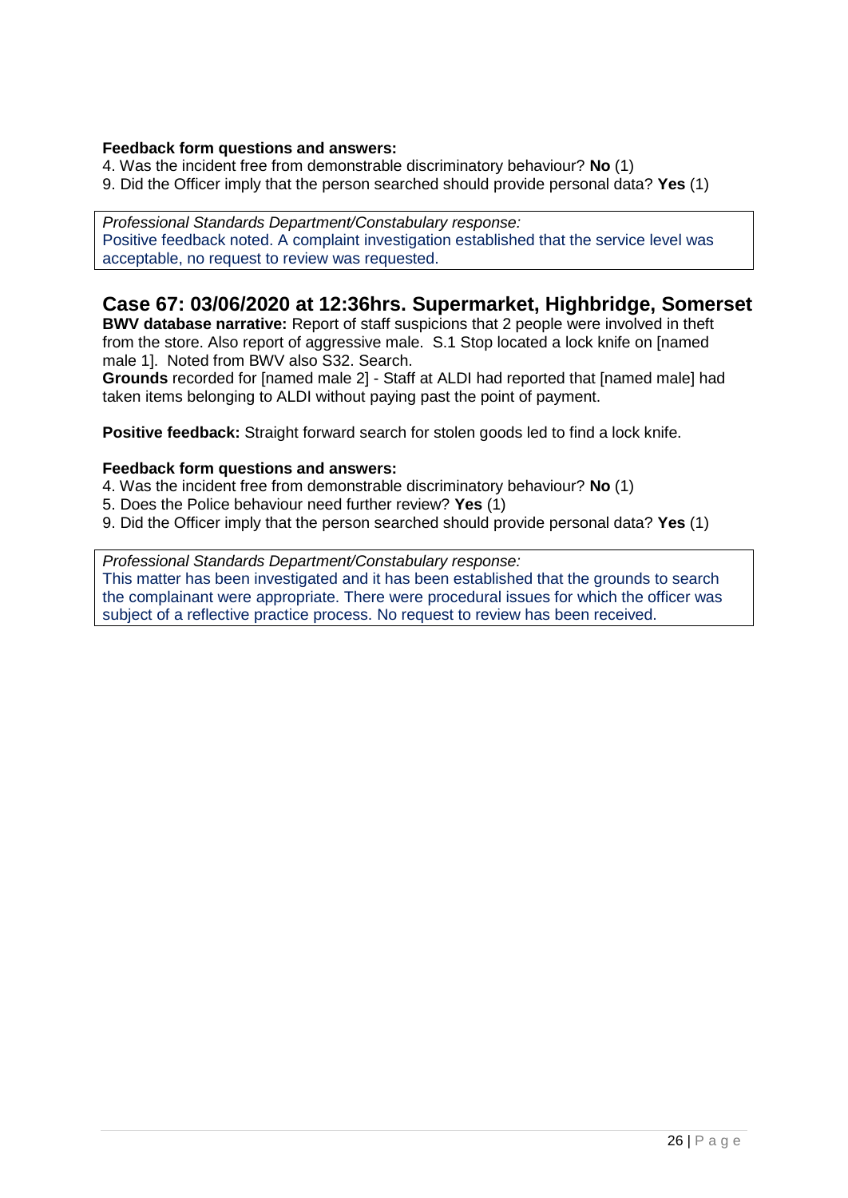**Feedback form questions and answers:**

4. Was the incident free from demonstrable discriminatory behaviour? **No** (1)
9. Did the Officer imply that the person searched should provide personal data? **Yes** (1)

> *Professional Standards Department/Constabulary response:*
> Positive feedback noted. A complaint investigation established that the service level was acceptable, no request to review was requested.

## Case 67: 03/06/2020 at 12:36hrs. Supermarket, Highbridge, Somerset

**BWV database narrative:** Report of staff suspicions that 2 people were involved in theft from the store. Also report of aggressive male. S.1 Stop located a lock knife on [named male 1]. Noted from BWV also S32. Search.
**Grounds** recorded for [named male 2] - Staff at ALDI had reported that [named male] had taken items belonging to ALDI without paying past the point of payment.

**Positive feedback:** Straight forward search for stolen goods led to find a lock knife.

**Feedback form questions and answers:**

4. Was the incident free from demonstrable discriminatory behaviour? **No** (1)
5. Does the Police behaviour need further review? **Yes** (1)
9. Did the Officer imply that the person searched should provide personal data? **Yes** (1)

> *Professional Standards Department/Constabulary response:*
> This matter has been investigated and it has been established that the grounds to search the complainant were appropriate. There were procedural issues for which the officer was subject of a reflective practice process. No request to review has been received.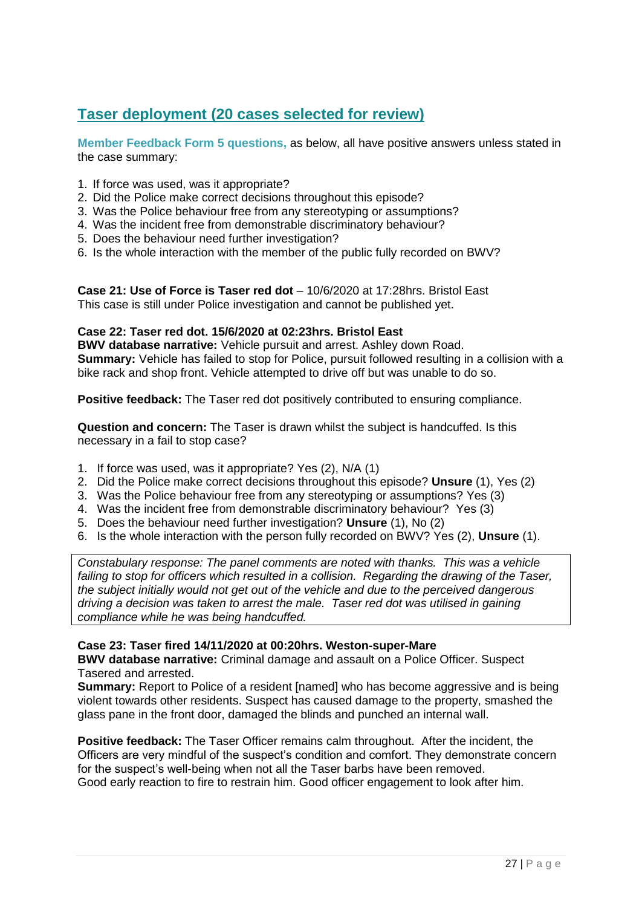## Taser deployment (20 cases selected for review)

**Member Feedback Form 5 questions,** as below, all have positive answers unless stated in the case summary:

1. If force was used, was it appropriate?
2. Did the Police make correct decisions throughout this episode?
3. Was the Police behaviour free from any stereotyping or assumptions?
4. Was the incident free from demonstrable discriminatory behaviour?
5. Does the behaviour need further investigation?
6. Is the whole interaction with the member of the public fully recorded on BWV?

**Case 21: Use of Force is Taser red dot** – 10/6/2020 at 17:28hrs. Bristol East
This case is still under Police investigation and cannot be published yet.

**Case 22: Taser red dot. 15/6/2020 at 02:23hrs. Bristol East**
**BWV database narrative:** Vehicle pursuit and arrest. Ashley down Road.
**Summary:** Vehicle has failed to stop for Police, pursuit followed resulting in a collision with a bike rack and shop front. Vehicle attempted to drive off but was unable to do so.

**Positive feedback:** The Taser red dot positively contributed to ensuring compliance.

**Question and concern:** The Taser is drawn whilst the subject is handcuffed. Is this necessary in a fail to stop case?

1. If force was used, was it appropriate? Yes (2), N/A (1)
2. Did the Police make correct decisions throughout this episode? **Unsure** (1), Yes (2)
3. Was the Police behaviour free from any stereotyping or assumptions? Yes (3)
4. Was the incident free from demonstrable discriminatory behaviour? Yes (3)
5. Does the behaviour need further investigation? **Unsure** (1), No (2)
6. Is the whole interaction with the person fully recorded on BWV? Yes (2), **Unsure** (1).

*Constabulary response: The panel comments are noted with thanks. This was a vehicle failing to stop for officers which resulted in a collision. Regarding the drawing of the Taser, the subject initially would not get out of the vehicle and due to the perceived dangerous driving a decision was taken to arrest the male. Taser red dot was utilised in gaining compliance while he was being handcuffed.*

**Case 23: Taser fired 14/11/2020 at 00:20hrs. Weston-super-Mare**
**BWV database narrative:** Criminal damage and assault on a Police Officer. Suspect Tasered and arrested.
**Summary:** Report to Police of a resident [named] who has become aggressive and is being violent towards other residents. Suspect has caused damage to the property, smashed the glass pane in the front door, damaged the blinds and punched an internal wall.

**Positive feedback:** The Taser Officer remains calm throughout. After the incident, the Officers are very mindful of the suspect's condition and comfort. They demonstrate concern for the suspect's well-being when not all the Taser barbs have been removed.
Good early reaction to fire to restrain him. Good officer engagement to look after him.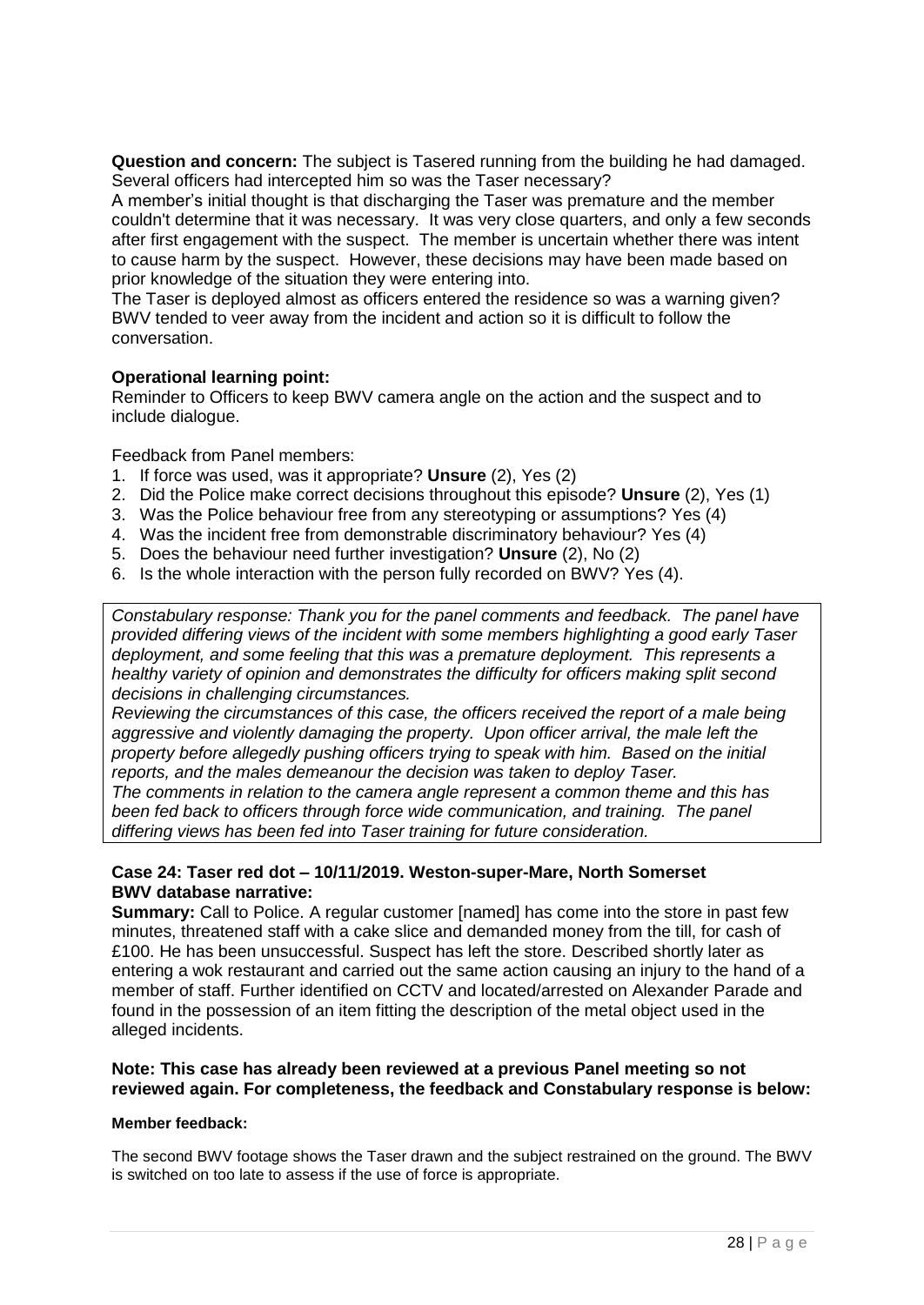**Question and concern:** The subject is Tasered running from the building he had damaged. Several officers had intercepted him so was the Taser necessary?

A member's initial thought is that discharging the Taser was premature and the member couldn't determine that it was necessary. It was very close quarters, and only a few seconds after first engagement with the suspect. The member is uncertain whether there was intent to cause harm by the suspect. However, these decisions may have been made based on prior knowledge of the situation they were entering into.

The Taser is deployed almost as officers entered the residence so was a warning given? BWV tended to veer away from the incident and action so it is difficult to follow the conversation.

**Operational learning point:**

Reminder to Officers to keep BWV camera angle on the action and the suspect and to include dialogue.

Feedback from Panel members:

1. If force was used, was it appropriate? **Unsure** (2), Yes (2)
2. Did the Police make correct decisions throughout this episode? **Unsure** (2), Yes (1)
3. Was the Police behaviour free from any stereotyping or assumptions? Yes (4)
4. Was the incident free from demonstrable discriminatory behaviour? Yes (4)
5. Does the behaviour need further investigation? **Unsure** (2), No (2)
6. Is the whole interaction with the person fully recorded on BWV? Yes (4).

*Constabulary response: Thank you for the panel comments and feedback. The panel have provided differing views of the incident with some members highlighting a good early Taser deployment, and some feeling that this was a premature deployment. This represents a healthy variety of opinion and demonstrates the difficulty for officers making split second decisions in challenging circumstances.*

*Reviewing the circumstances of this case, the officers received the report of a male being aggressive and violently damaging the property. Upon officer arrival, the male left the property before allegedly pushing officers trying to speak with him. Based on the initial reports, and the males demeanour the decision was taken to deploy Taser.*

*The comments in relation to the camera angle represent a common theme and this has been fed back to officers through force wide communication, and training. The panel differing views has been fed into Taser training for future consideration.*

**Case 24: Taser red dot – 10/11/2019. Weston-super-Mare, North Somerset**
**BWV database narrative:**

**Summary:** Call to Police. A regular customer [named] has come into the store in past few minutes, threatened staff with a cake slice and demanded money from the till, for cash of £100. He has been unsuccessful. Suspect has left the store. Described shortly later as entering a wok restaurant and carried out the same action causing an injury to the hand of a member of staff. Further identified on CCTV and located/arrested on Alexander Parade and found in the possession of an item fitting the description of the metal object used in the alleged incidents.

**Note: This case has already been reviewed at a previous Panel meeting so not reviewed again. For completeness, the feedback and Constabulary response is below:**

**Member feedback:**

The second BWV footage shows the Taser drawn and the subject restrained on the ground. The BWV is switched on too late to assess if the use of force is appropriate.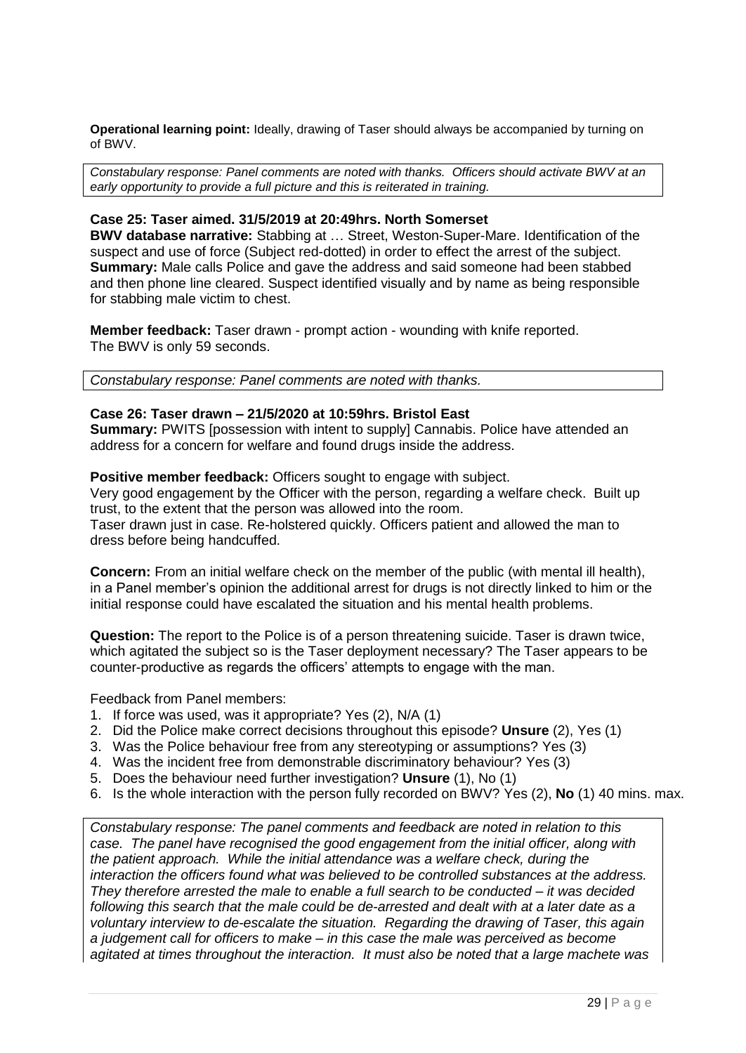**Operational learning point:** Ideally, drawing of Taser should always be accompanied by turning on of BWV.

*Constabulary response: Panel comments are noted with thanks. Officers should activate BWV at an early opportunity to provide a full picture and this is reiterated in training.*

**Case 25: Taser aimed. 31/5/2019 at 20:49hrs. North Somerset**
**BWV database narrative:** Stabbing at … Street, Weston-Super-Mare. Identification of the suspect and use of force (Subject red-dotted) in order to effect the arrest of the subject.
**Summary:** Male calls Police and gave the address and said someone had been stabbed and then phone line cleared. Suspect identified visually and by name as being responsible for stabbing male victim to chest.

**Member feedback:** Taser drawn - prompt action - wounding with knife reported.
The BWV is only 59 seconds.

*Constabulary response: Panel comments are noted with thanks.*

**Case 26: Taser drawn – 21/5/2020 at 10:59hrs. Bristol East**
**Summary:** PWITS [possession with intent to supply] Cannabis. Police have attended an address for a concern for welfare and found drugs inside the address.

**Positive member feedback:** Officers sought to engage with subject.
Very good engagement by the Officer with the person, regarding a welfare check. Built up trust, to the extent that the person was allowed into the room.
Taser drawn just in case. Re-holstered quickly. Officers patient and allowed the man to dress before being handcuffed.

**Concern:** From an initial welfare check on the member of the public (with mental ill health), in a Panel member's opinion the additional arrest for drugs is not directly linked to him or the initial response could have escalated the situation and his mental health problems.

**Question:** The report to the Police is of a person threatening suicide. Taser is drawn twice, which agitated the subject so is the Taser deployment necessary? The Taser appears to be counter-productive as regards the officers' attempts to engage with the man.

Feedback from Panel members:

1. If force was used, was it appropriate? Yes (2), N/A (1)
2. Did the Police make correct decisions throughout this episode? **Unsure** (2), Yes (1)
3. Was the Police behaviour free from any stereotyping or assumptions? Yes (3)
4. Was the incident free from demonstrable discriminatory behaviour? Yes (3)
5. Does the behaviour need further investigation? **Unsure** (1), No (1)
6. Is the whole interaction with the person fully recorded on BWV? Yes (2), **No** (1) 40 mins. max.

*Constabulary response: The panel comments and feedback are noted in relation to this case. The panel have recognised the good engagement from the initial officer, along with the patient approach. While the initial attendance was a welfare check, during the interaction the officers found what was believed to be controlled substances at the address. They therefore arrested the male to enable a full search to be conducted – it was decided following this search that the male could be de-arrested and dealt with at a later date as a voluntary interview to de-escalate the situation. Regarding the drawing of Taser, this again a judgement call for officers to make – in this case the male was perceived as become agitated at times throughout the interaction. It must also be noted that a large machete was*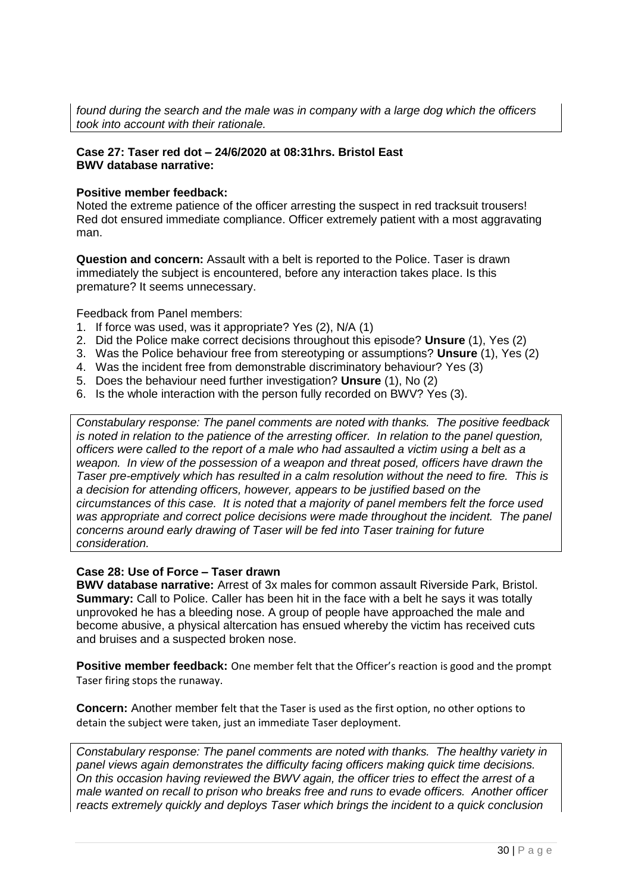*found during the search and the male was in company with a large dog which the officers took into account with their rationale.*

**Case 27: Taser red dot – 24/6/2020 at 08:31hrs. Bristol East**
**BWV database narrative:**

**Positive member feedback:**
Noted the extreme patience of the officer arresting the suspect in red tracksuit trousers! Red dot ensured immediate compliance. Officer extremely patient with a most aggravating man.

**Question and concern:** Assault with a belt is reported to the Police. Taser is drawn immediately the subject is encountered, before any interaction takes place. Is this premature? It seems unnecessary.

Feedback from Panel members:

1. If force was used, was it appropriate? Yes (2), N/A (1)
2. Did the Police make correct decisions throughout this episode? **Unsure** (1), Yes (2)
3. Was the Police behaviour free from stereotyping or assumptions? **Unsure** (1), Yes (2)
4. Was the incident free from demonstrable discriminatory behaviour? Yes (3)
5. Does the behaviour need further investigation? **Unsure** (1), No (2)
6. Is the whole interaction with the person fully recorded on BWV? Yes (3).

*Constabulary response: The panel comments are noted with thanks. The positive feedback is noted in relation to the patience of the arresting officer. In relation to the panel question, officers were called to the report of a male who had assaulted a victim using a belt as a weapon. In view of the possession of a weapon and threat posed, officers have drawn the Taser pre-emptively which has resulted in a calm resolution without the need to fire. This is a decision for attending officers, however, appears to be justified based on the circumstances of this case. It is noted that a majority of panel members felt the force used was appropriate and correct police decisions were made throughout the incident. The panel concerns around early drawing of Taser will be fed into Taser training for future consideration.*

**Case 28: Use of Force – Taser drawn**
**BWV database narrative:** Arrest of 3x males for common assault Riverside Park, Bristol.
**Summary:** Call to Police. Caller has been hit in the face with a belt he says it was totally unprovoked he has a bleeding nose. A group of people have approached the male and become abusive, a physical altercation has ensued whereby the victim has received cuts and bruises and a suspected broken nose.

**Positive member feedback:** One member felt that the Officer's reaction is good and the prompt Taser firing stops the runaway.

**Concern:** Another member felt that the Taser is used as the first option, no other options to detain the subject were taken, just an immediate Taser deployment.

*Constabulary response: The panel comments are noted with thanks. The healthy variety in panel views again demonstrates the difficulty facing officers making quick time decisions. On this occasion having reviewed the BWV again, the officer tries to effect the arrest of a male wanted on recall to prison who breaks free and runs to evade officers. Another officer reacts extremely quickly and deploys Taser which brings the incident to a quick conclusion*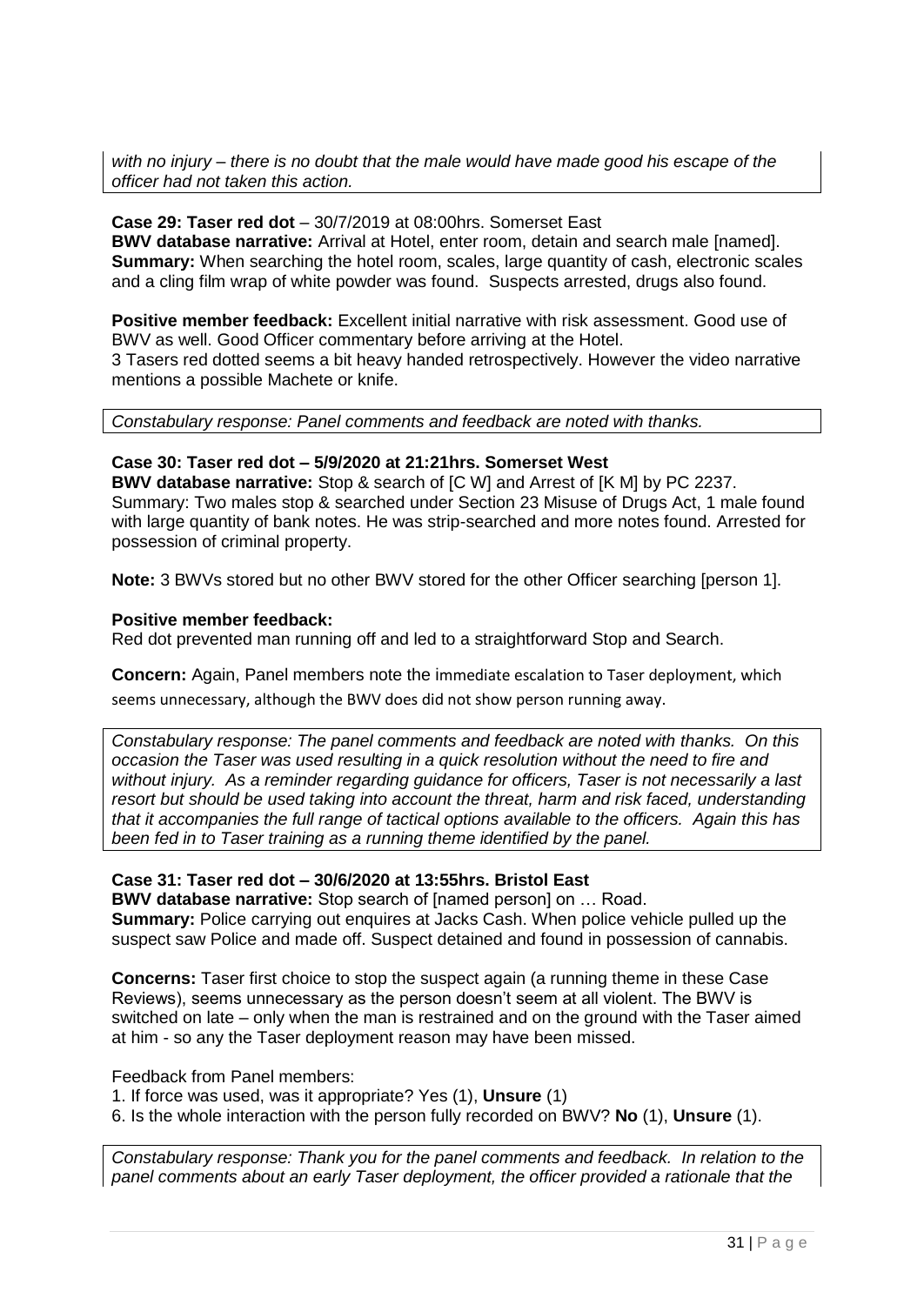*with no injury – there is no doubt that the male would have made good his escape of the officer had not taken this action.*

**Case 29: Taser red dot** – 30/7/2019 at 08:00hrs. Somerset East

**BWV database narrative:** Arrival at Hotel, enter room, detain and search male [named].

**Summary:** When searching the hotel room, scales, large quantity of cash, electronic scales and a cling film wrap of white powder was found. Suspects arrested, drugs also found.

**Positive member feedback:** Excellent initial narrative with risk assessment. Good use of BWV as well. Good Officer commentary before arriving at the Hotel.

3 Tasers red dotted seems a bit heavy handed retrospectively. However the video narrative mentions a possible Machete or knife.

*Constabulary response: Panel comments and feedback are noted with thanks.*

**Case 30: Taser red dot – 5/9/2020 at 21:21hrs. Somerset West**

**BWV database narrative:** Stop & search of [C W] and Arrest of [K M] by PC 2237.

Summary: Two males stop & searched under Section 23 Misuse of Drugs Act, 1 male found with large quantity of bank notes. He was strip-searched and more notes found. Arrested for possession of criminal property.

**Note:** 3 BWVs stored but no other BWV stored for the other Officer searching [person 1].

**Positive member feedback:**

Red dot prevented man running off and led to a straightforward Stop and Search.

**Concern:** Again, Panel members note the immediate escalation to Taser deployment, which seems unnecessary, although the BWV does did not show person running away.

*Constabulary response: The panel comments and feedback are noted with thanks. On this occasion the Taser was used resulting in a quick resolution without the need to fire and without injury. As a reminder regarding guidance for officers, Taser is not necessarily a last resort but should be used taking into account the threat, harm and risk faced, understanding that it accompanies the full range of tactical options available to the officers. Again this has been fed in to Taser training as a running theme identified by the panel.*

**Case 31: Taser red dot – 30/6/2020 at 13:55hrs. Bristol East**

**BWV database narrative:** Stop search of [named person] on … Road.

**Summary:** Police carrying out enquires at Jacks Cash. When police vehicle pulled up the suspect saw Police and made off. Suspect detained and found in possession of cannabis.

**Concerns:** Taser first choice to stop the suspect again (a running theme in these Case Reviews), seems unnecessary as the person doesn't seem at all violent. The BWV is switched on late – only when the man is restrained and on the ground with the Taser aimed at him - so any the Taser deployment reason may have been missed.

Feedback from Panel members:

1. If force was used, was it appropriate? Yes (1), **Unsure** (1)
6. Is the whole interaction with the person fully recorded on BWV? **No** (1), **Unsure** (1).

*Constabulary response: Thank you for the panel comments and feedback. In relation to the panel comments about an early Taser deployment, the officer provided a rationale that the*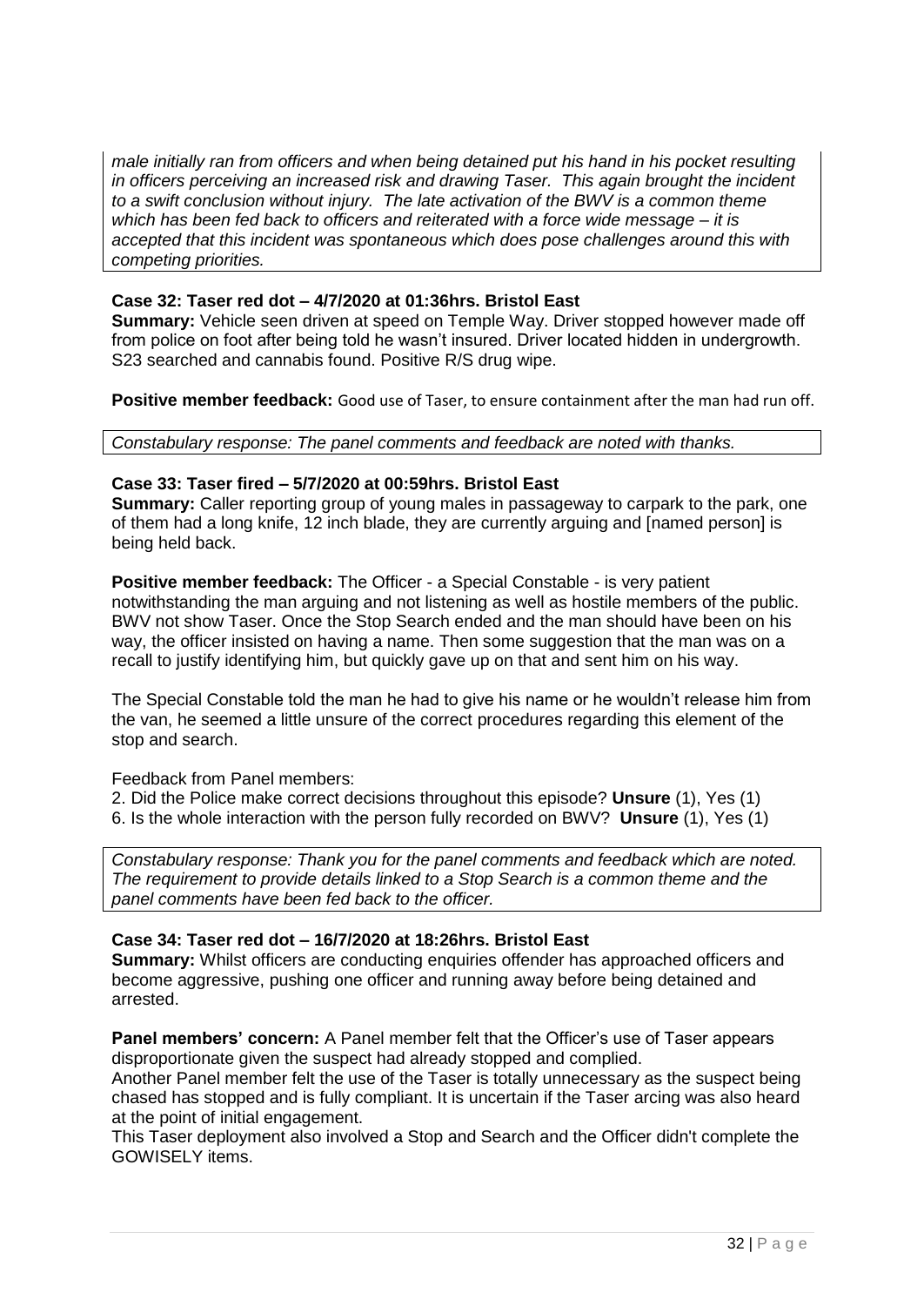*male initially ran from officers and when being detained put his hand in his pocket resulting in officers perceiving an increased risk and drawing Taser. This again brought the incident to a swift conclusion without injury. The late activation of the BWV is a common theme which has been fed back to officers and reiterated with a force wide message – it is accepted that this incident was spontaneous which does pose challenges around this with competing priorities.*

**Case 32: Taser red dot – 4/7/2020 at 01:36hrs. Bristol East**

**Summary:** Vehicle seen driven at speed on Temple Way. Driver stopped however made off from police on foot after being told he wasn't insured. Driver located hidden in undergrowth. S23 searched and cannabis found. Positive R/S drug wipe.

**Positive member feedback:** Good use of Taser, to ensure containment after the man had run off.

*Constabulary response: The panel comments and feedback are noted with thanks.*

**Case 33: Taser fired – 5/7/2020 at 00:59hrs. Bristol East**

**Summary:** Caller reporting group of young males in passageway to carpark to the park, one of them had a long knife, 12 inch blade, they are currently arguing and [named person] is being held back.

**Positive member feedback:** The Officer - a Special Constable - is very patient notwithstanding the man arguing and not listening as well as hostile members of the public. BWV not show Taser. Once the Stop Search ended and the man should have been on his way, the officer insisted on having a name. Then some suggestion that the man was on a recall to justify identifying him, but quickly gave up on that and sent him on his way.

The Special Constable told the man he had to give his name or he wouldn't release him from the van, he seemed a little unsure of the correct procedures regarding this element of the stop and search.

Feedback from Panel members:

2. Did the Police make correct decisions throughout this episode? **Unsure** (1), Yes (1)
6. Is the whole interaction with the person fully recorded on BWV? **Unsure** (1), Yes (1)

*Constabulary response: Thank you for the panel comments and feedback which are noted. The requirement to provide details linked to a Stop Search is a common theme and the panel comments have been fed back to the officer.*

**Case 34: Taser red dot – 16/7/2020 at 18:26hrs. Bristol East**

**Summary:** Whilst officers are conducting enquiries offender has approached officers and become aggressive, pushing one officer and running away before being detained and arrested.

**Panel members' concern:** A Panel member felt that the Officer's use of Taser appears disproportionate given the suspect had already stopped and complied.

Another Panel member felt the use of the Taser is totally unnecessary as the suspect being chased has stopped and is fully compliant. It is uncertain if the Taser arcing was also heard at the point of initial engagement.

This Taser deployment also involved a Stop and Search and the Officer didn't complete the GOWISELY items.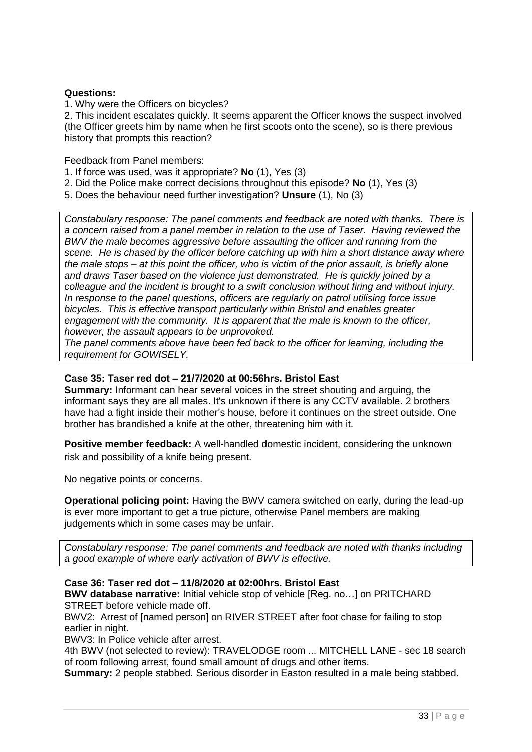**Questions:**

1. Why were the Officers on bicycles?
2. This incident escalates quickly. It seems apparent the Officer knows the suspect involved (the Officer greets him by name when he first scoots onto the scene), so is there previous history that prompts this reaction?

Feedback from Panel members:

1. If force was used, was it appropriate? **No** (1), Yes (3)
2. Did the Police make correct decisions throughout this episode? **No** (1), Yes (3)
5. Does the behaviour need further investigation? **Unsure** (1), No (3)

*Constabulary response: The panel comments and feedback are noted with thanks. There is a concern raised from a panel member in relation to the use of Taser. Having reviewed the BWV the male becomes aggressive before assaulting the officer and running from the scene. He is chased by the officer before catching up with him a short distance away where the male stops – at this point the officer, who is victim of the prior assault, is briefly alone and draws Taser based on the violence just demonstrated. He is quickly joined by a colleague and the incident is brought to a swift conclusion without firing and without injury. In response to the panel questions, officers are regularly on patrol utilising force issue bicycles. This is effective transport particularly within Bristol and enables greater engagement with the community. It is apparent that the male is known to the officer, however, the assault appears to be unprovoked.*
*The panel comments above have been fed back to the officer for learning, including the requirement for GOWISELY.*

**Case 35: Taser red dot – 21/7/2020 at 00:56hrs. Bristol East**

**Summary:** Informant can hear several voices in the street shouting and arguing, the informant says they are all males. It's unknown if there is any CCTV available. 2 brothers have had a fight inside their mother's house, before it continues on the street outside. One brother has brandished a knife at the other, threatening him with it.

**Positive member feedback:** A well-handled domestic incident, considering the unknown risk and possibility of a knife being present.

No negative points or concerns.

**Operational policing point:** Having the BWV camera switched on early, during the lead-up is ever more important to get a true picture, otherwise Panel members are making judgements which in some cases may be unfair.

*Constabulary response: The panel comments and feedback are noted with thanks including a good example of where early activation of BWV is effective.*

**Case 36: Taser red dot – 11/8/2020 at 02:00hrs. Bristol East**

**BWV database narrative:** Initial vehicle stop of vehicle [Reg. no…] on PRITCHARD STREET before vehicle made off.

BWV2: Arrest of [named person] on RIVER STREET after foot chase for failing to stop earlier in night.

BWV3: In Police vehicle after arrest.

4th BWV (not selected to review): TRAVELODGE room ... MITCHELL LANE - sec 18 search of room following arrest, found small amount of drugs and other items.

**Summary:** 2 people stabbed. Serious disorder in Easton resulted in a male being stabbed.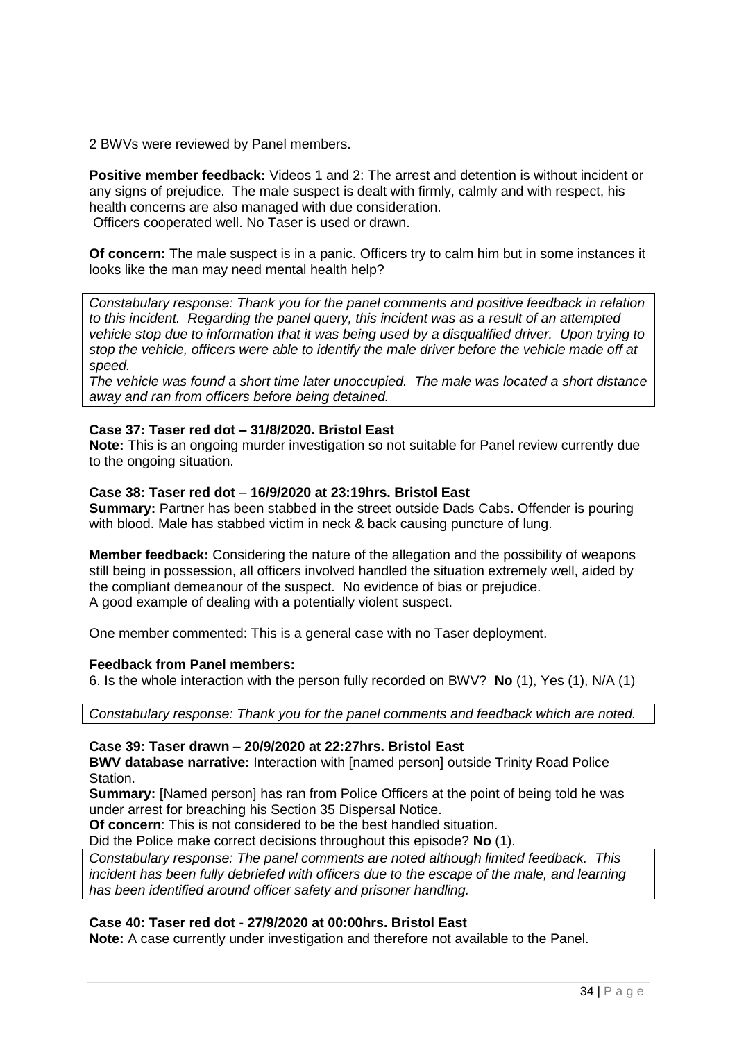2 BWVs were reviewed by Panel members.

**Positive member feedback:** Videos 1 and 2: The arrest and detention is without incident or any signs of prejudice. The male suspect is dealt with firmly, calmly and with respect, his health concerns are also managed with due consideration.
Officers cooperated well. No Taser is used or drawn.

**Of concern:** The male suspect is in a panic. Officers try to calm him but in some instances it looks like the man may need mental health help?

*Constabulary response: Thank you for the panel comments and positive feedback in relation to this incident. Regarding the panel query, this incident was as a result of an attempted vehicle stop due to information that it was being used by a disqualified driver. Upon trying to stop the vehicle, officers were able to identify the male driver before the vehicle made off at speed.*
*The vehicle was found a short time later unoccupied. The male was located a short distance away and ran from officers before being detained.*

**Case 37: Taser red dot – 31/8/2020. Bristol East**
**Note:** This is an ongoing murder investigation so not suitable for Panel review currently due to the ongoing situation.

**Case 38: Taser red dot – 16/9/2020 at 23:19hrs. Bristol East**
**Summary:** Partner has been stabbed in the street outside Dads Cabs. Offender is pouring with blood. Male has stabbed victim in neck & back causing puncture of lung.

**Member feedback:** Considering the nature of the allegation and the possibility of weapons still being in possession, all officers involved handled the situation extremely well, aided by the compliant demeanour of the suspect. No evidence of bias or prejudice.
A good example of dealing with a potentially violent suspect.

One member commented: This is a general case with no Taser deployment.

**Feedback from Panel members:**
6. Is the whole interaction with the person fully recorded on BWV? **No** (1), Yes (1), N/A (1)

*Constabulary response: Thank you for the panel comments and feedback which are noted.*

**Case 39: Taser drawn – 20/9/2020 at 22:27hrs. Bristol East**
**BWV database narrative:** Interaction with [named person] outside Trinity Road Police Station.
**Summary:** [Named person] has ran from Police Officers at the point of being told he was under arrest for breaching his Section 35 Dispersal Notice.
**Of concern**: This is not considered to be the best handled situation.
Did the Police make correct decisions throughout this episode? **No** (1).
*Constabulary response: The panel comments are noted although limited feedback. This incident has been fully debriefed with officers due to the escape of the male, and learning has been identified around officer safety and prisoner handling.*

**Case 40: Taser red dot - 27/9/2020 at 00:00hrs. Bristol East**
**Note:** A case currently under investigation and therefore not available to the Panel.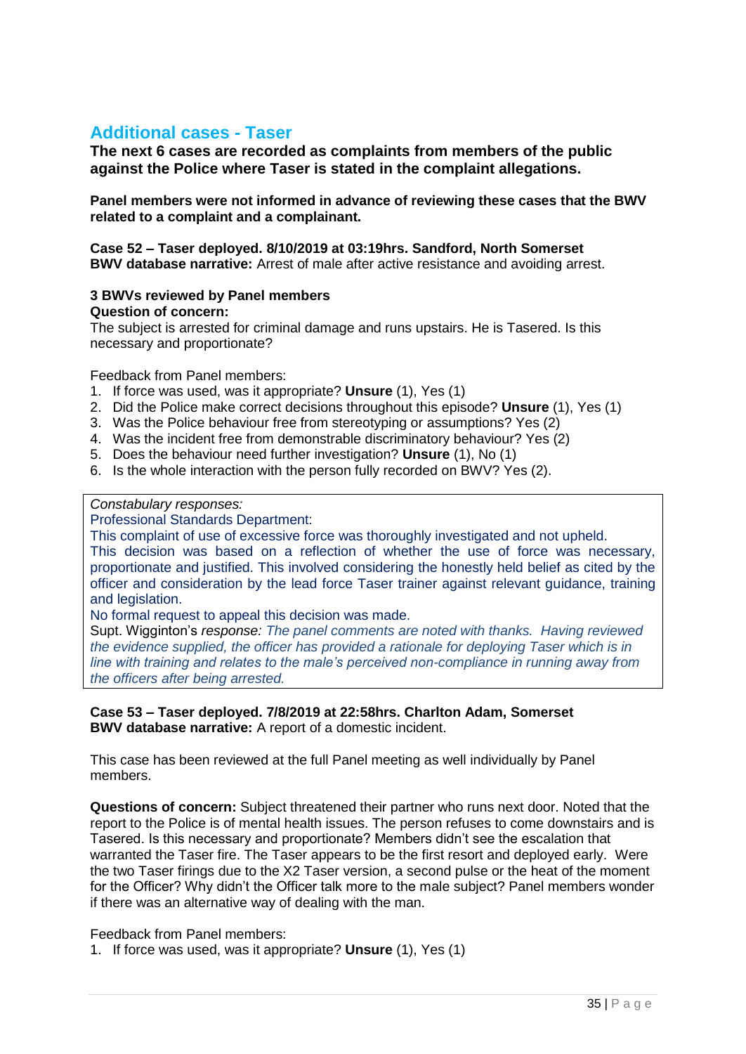## Additional cases - Taser

**The next 6 cases are recorded as complaints from members of the public against the Police where Taser is stated in the complaint allegations.**

**Panel members were not informed in advance of reviewing these cases that the BWV related to a complaint and a complainant.**

**Case 52 – Taser deployed. 8/10/2019 at 03:19hrs. Sandford, North Somerset**
**BWV database narrative:** Arrest of male after active resistance and avoiding arrest.

**3 BWVs reviewed by Panel members**
**Question of concern:**
The subject is arrested for criminal damage and runs upstairs. He is Tasered. Is this necessary and proportionate?

Feedback from Panel members:

1. If force was used, was it appropriate? **Unsure** (1), Yes (1)
2. Did the Police make correct decisions throughout this episode? **Unsure** (1), Yes (1)
3. Was the Police behaviour free from stereotyping or assumptions? Yes (2)
4. Was the incident free from demonstrable discriminatory behaviour? Yes (2)
5. Does the behaviour need further investigation? **Unsure** (1), No (1)
6. Is the whole interaction with the person fully recorded on BWV? Yes (2).

*Constabulary responses:*
Professional Standards Department:
This complaint of use of excessive force was thoroughly investigated and not upheld.
This decision was based on a reflection of whether the use of force was necessary, proportionate and justified. This involved considering the honestly held belief as cited by the officer and consideration by the lead force Taser trainer against relevant guidance, training and legislation.
No formal request to appeal this decision was made.
Supt. Wigginton's *response: The panel comments are noted with thanks. Having reviewed the evidence supplied, the officer has provided a rationale for deploying Taser which is in line with training and relates to the male's perceived non-compliance in running away from the officers after being arrested.*

**Case 53 – Taser deployed. 7/8/2019 at 22:58hrs. Charlton Adam, Somerset**
**BWV database narrative:** A report of a domestic incident.

This case has been reviewed at the full Panel meeting as well individually by Panel members.

**Questions of concern:** Subject threatened their partner who runs next door. Noted that the report to the Police is of mental health issues. The person refuses to come downstairs and is Tasered. Is this necessary and proportionate? Members didn't see the escalation that warranted the Taser fire. The Taser appears to be the first resort and deployed early. Were the two Taser firings due to the X2 Taser version, a second pulse or the heat of the moment for the Officer? Why didn't the Officer talk more to the male subject? Panel members wonder if there was an alternative way of dealing with the man.

Feedback from Panel members:

1. If force was used, was it appropriate? **Unsure** (1), Yes (1)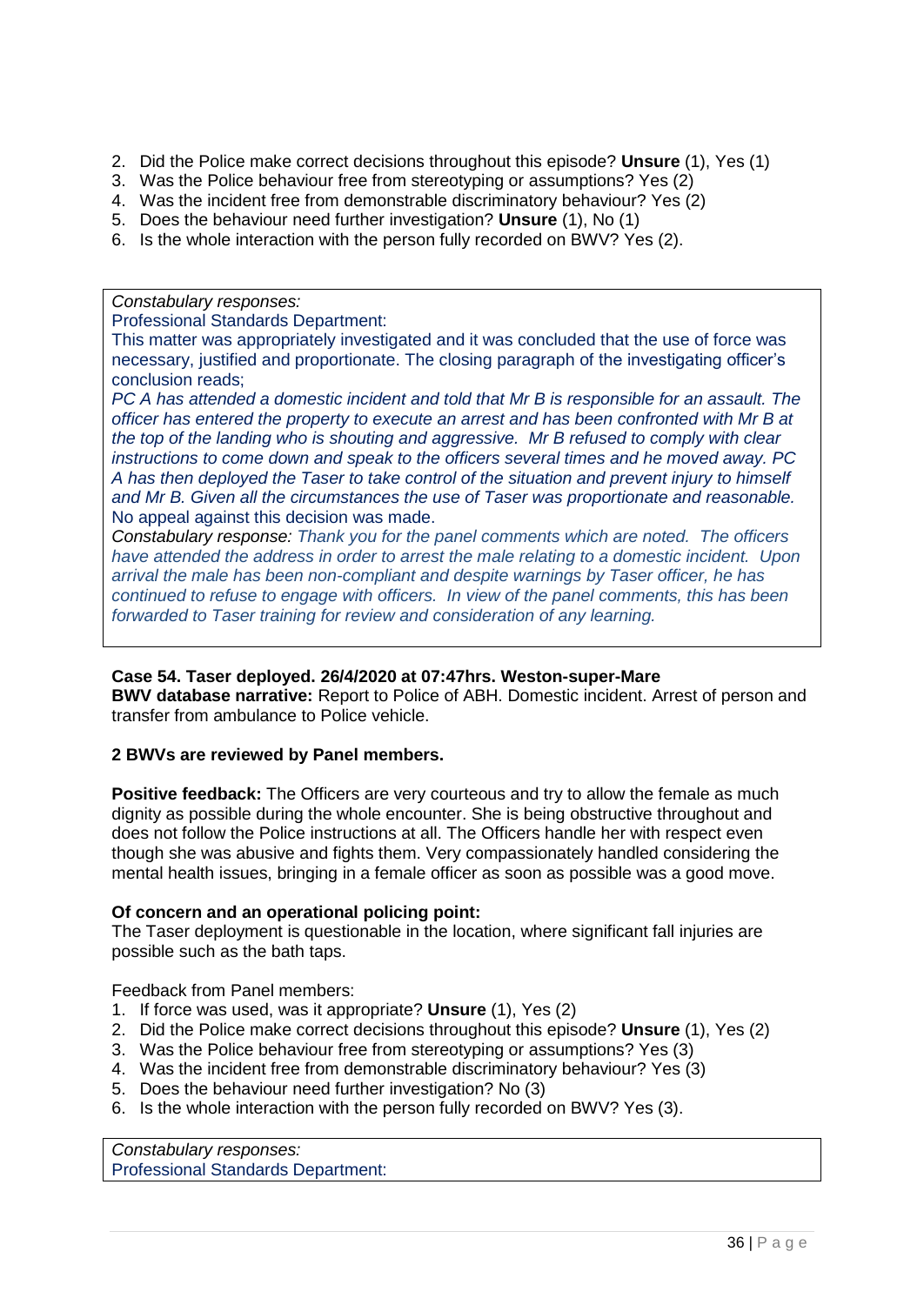2. Did the Police make correct decisions throughout this episode? **Unsure** (1), Yes (1)
3. Was the Police behaviour free from stereotyping or assumptions? Yes (2)
4. Was the incident free from demonstrable discriminatory behaviour? Yes (2)
5. Does the behaviour need further investigation? **Unsure** (1), No (1)
6. Is the whole interaction with the person fully recorded on BWV? Yes (2).

*Constabulary responses:*
Professional Standards Department:
This matter was appropriately investigated and it was concluded that the use of force was necessary, justified and proportionate. The closing paragraph of the investigating officer's conclusion reads;
*PC A has attended a domestic incident and told that Mr B is responsible for an assault. The officer has entered the property to execute an arrest and has been confronted with Mr B at the top of the landing who is shouting and aggressive. Mr B refused to comply with clear instructions to come down and speak to the officers several times and he moved away. PC A has then deployed the Taser to take control of the situation and prevent injury to himself and Mr B. Given all the circumstances the use of Taser was proportionate and reasonable.*
No appeal against this decision was made.
*Constabulary response: Thank you for the panel comments which are noted. The officers have attended the address in order to arrest the male relating to a domestic incident. Upon arrival the male has been non-compliant and despite warnings by Taser officer, he has continued to refuse to engage with officers. In view of the panel comments, this has been forwarded to Taser training for review and consideration of any learning.*

**Case 54. Taser deployed. 26/4/2020 at 07:47hrs. Weston-super-Mare**
**BWV database narrative:** Report to Police of ABH. Domestic incident. Arrest of person and transfer from ambulance to Police vehicle.

**2 BWVs are reviewed by Panel members.**

**Positive feedback:** The Officers are very courteous and try to allow the female as much dignity as possible during the whole encounter. She is being obstructive throughout and does not follow the Police instructions at all. The Officers handle her with respect even though she was abusive and fights them. Very compassionately handled considering the mental health issues, bringing in a female officer as soon as possible was a good move.

**Of concern and an operational policing point:**
The Taser deployment is questionable in the location, where significant fall injuries are possible such as the bath taps.

Feedback from Panel members:
1. If force was used, was it appropriate? **Unsure** (1), Yes (2)
2. Did the Police make correct decisions throughout this episode? **Unsure** (1), Yes (2)
3. Was the Police behaviour free from stereotyping or assumptions? Yes (3)
4. Was the incident free from demonstrable discriminatory behaviour? Yes (3)
5. Does the behaviour need further investigation? No (3)
6. Is the whole interaction with the person fully recorded on BWV? Yes (3).

*Constabulary responses:*
Professional Standards Department: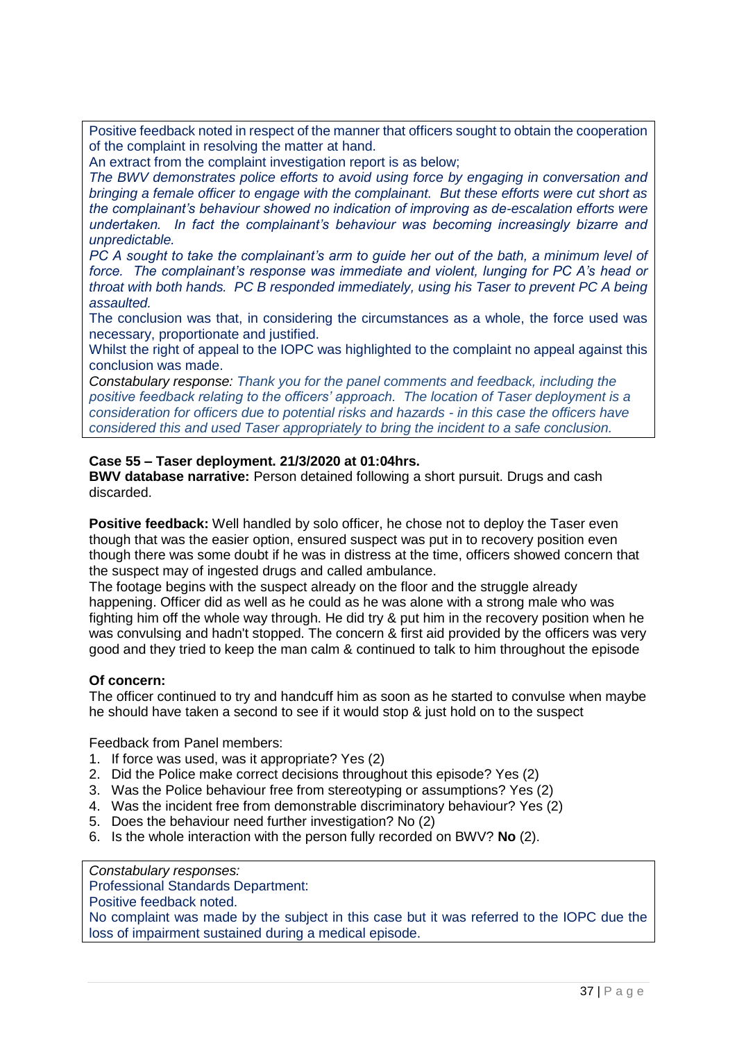Positive feedback noted in respect of the manner that officers sought to obtain the cooperation of the complaint in resolving the matter at hand.

An extract from the complaint investigation report is as below;

*The BWV demonstrates police efforts to avoid using force by engaging in conversation and bringing a female officer to engage with the complainant. But these efforts were cut short as the complainant's behaviour showed no indication of improving as de-escalation efforts were undertaken. In fact the complainant's behaviour was becoming increasingly bizarre and unpredictable.*

*PC A sought to take the complainant's arm to guide her out of the bath, a minimum level of force. The complainant's response was immediate and violent, lunging for PC A's head or throat with both hands. PC B responded immediately, using his Taser to prevent PC A being assaulted.*

The conclusion was that, in considering the circumstances as a whole, the force used was necessary, proportionate and justified.

Whilst the right of appeal to the IOPC was highlighted to the complaint no appeal against this conclusion was made.

*Constabulary response: Thank you for the panel comments and feedback, including the positive feedback relating to the officers' approach. The location of Taser deployment is a consideration for officers due to potential risks and hazards - in this case the officers have considered this and used Taser appropriately to bring the incident to a safe conclusion.*

**Case 55 – Taser deployment. 21/3/2020 at 01:04hrs.**

**BWV database narrative:** Person detained following a short pursuit. Drugs and cash discarded.

**Positive feedback:** Well handled by solo officer, he chose not to deploy the Taser even though that was the easier option, ensured suspect was put in to recovery position even though there was some doubt if he was in distress at the time, officers showed concern that the suspect may of ingested drugs and called ambulance.

The footage begins with the suspect already on the floor and the struggle already happening. Officer did as well as he could as he was alone with a strong male who was fighting him off the whole way through. He did try & put him in the recovery position when he was convulsing and hadn't stopped. The concern & first aid provided by the officers was very good and they tried to keep the man calm & continued to talk to him throughout the episode

**Of concern:**

The officer continued to try and handcuff him as soon as he started to convulse when maybe he should have taken a second to see if it would stop & just hold on to the suspect

Feedback from Panel members:

1. If force was used, was it appropriate? Yes (2)
2. Did the Police make correct decisions throughout this episode? Yes (2)
3. Was the Police behaviour free from stereotyping or assumptions? Yes (2)
4. Was the incident free from demonstrable discriminatory behaviour? Yes (2)
5. Does the behaviour need further investigation? No (2)
6. Is the whole interaction with the person fully recorded on BWV? **No** (2).

*Constabulary responses:*

Professional Standards Department:

Positive feedback noted.

No complaint was made by the subject in this case but it was referred to the IOPC due the loss of impairment sustained during a medical episode.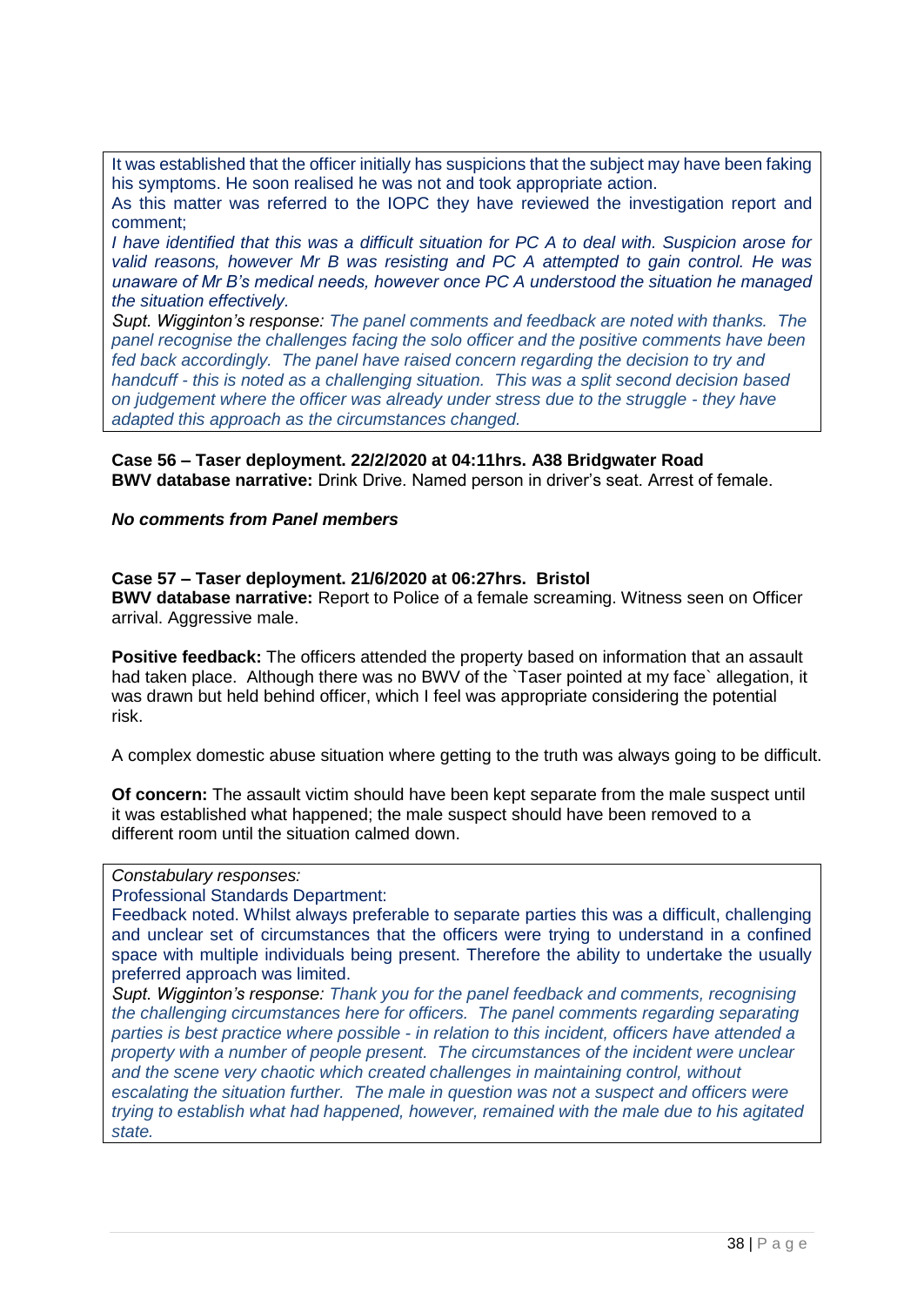It was established that the officer initially has suspicions that the subject may have been faking his symptoms. He soon realised he was not and took appropriate action.

As this matter was referred to the IOPC they have reviewed the investigation report and comment;

*I have identified that this was a difficult situation for PC A to deal with. Suspicion arose for valid reasons, however Mr B was resisting and PC A attempted to gain control. He was unaware of Mr B's medical needs, however once PC A understood the situation he managed the situation effectively.*

*Supt. Wigginton's response: The panel comments and feedback are noted with thanks. The panel recognise the challenges facing the solo officer and the positive comments have been fed back accordingly. The panel have raised concern regarding the decision to try and handcuff - this is noted as a challenging situation. This was a split second decision based on judgement where the officer was already under stress due to the struggle - they have adapted this approach as the circumstances changed.*

**Case 56 – Taser deployment. 22/2/2020 at 04:11hrs. A38 Bridgwater Road**
**BWV database narrative:** Drink Drive. Named person in driver's seat. Arrest of female.

***No comments from Panel members***

**Case 57 – Taser deployment. 21/6/2020 at 06:27hrs. Bristol**
**BWV database narrative:** Report to Police of a female screaming. Witness seen on Officer arrival. Aggressive male.

**Positive feedback:** The officers attended the property based on information that an assault had taken place. Although there was no BWV of the `Taser pointed at my face` allegation, it was drawn but held behind officer, which I feel was appropriate considering the potential risk.

A complex domestic abuse situation where getting to the truth was always going to be difficult.

**Of concern:** The assault victim should have been kept separate from the male suspect until it was established what happened; the male suspect should have been removed to a different room until the situation calmed down.

*Constabulary responses:*

Professional Standards Department:

Feedback noted. Whilst always preferable to separate parties this was a difficult, challenging and unclear set of circumstances that the officers were trying to understand in a confined space with multiple individuals being present. Therefore the ability to undertake the usually preferred approach was limited.

*Supt. Wigginton's response: Thank you for the panel feedback and comments, recognising the challenging circumstances here for officers. The panel comments regarding separating parties is best practice where possible - in relation to this incident, officers have attended a property with a number of people present. The circumstances of the incident were unclear and the scene very chaotic which created challenges in maintaining control, without escalating the situation further. The male in question was not a suspect and officers were trying to establish what had happened, however, remained with the male due to his agitated state.*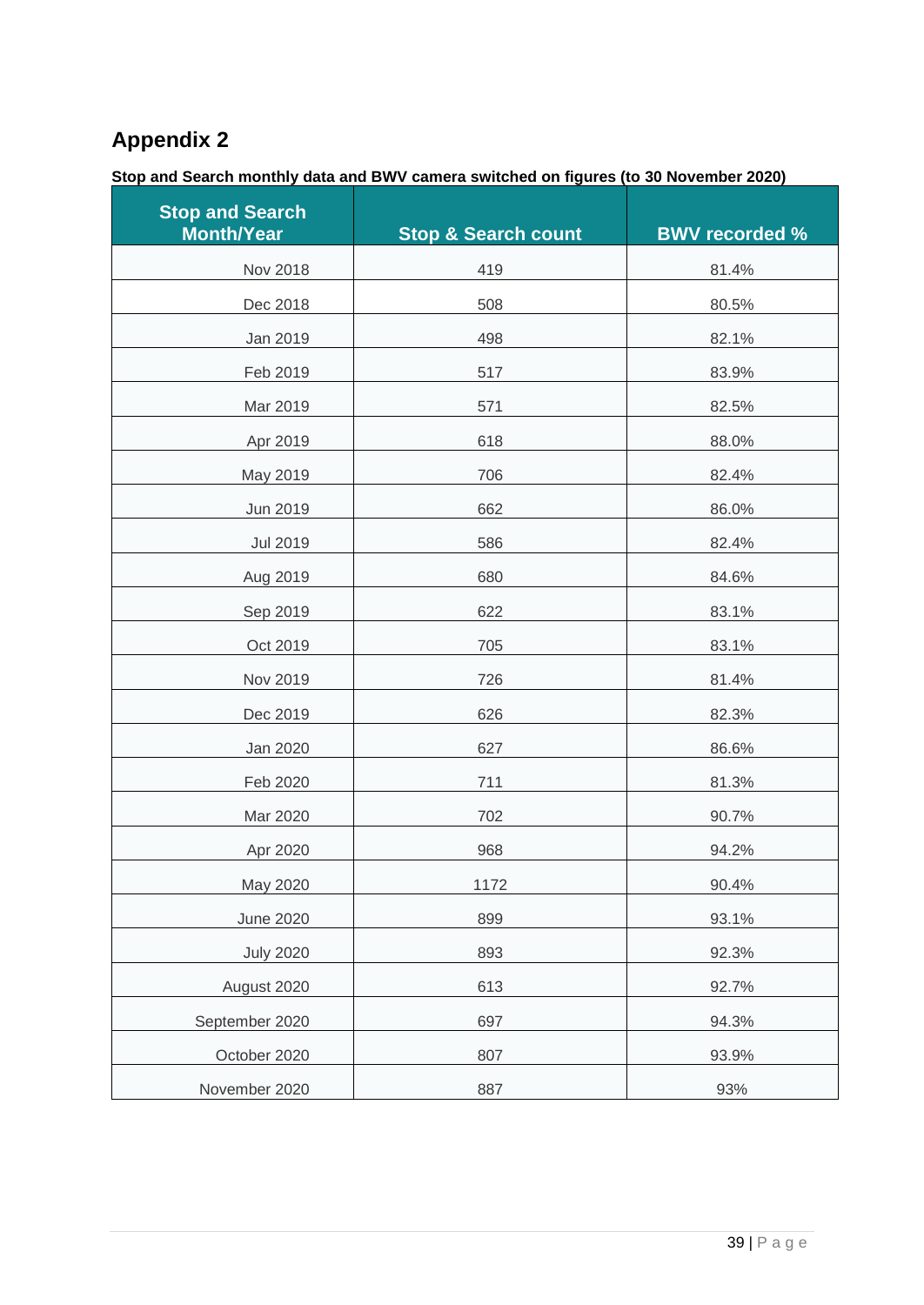# Appendix 2

**Stop and Search monthly data and BWV camera switched on figures (to 30 November 2020)**

| Stop and Search Month/Year | Stop & Search count | BWV recorded % |
|---|---|---|
| Nov 2018 | 419 | 81.4% |
| Dec 2018 | 508 | 80.5% |
| Jan 2019 | 498 | 82.1% |
| Feb 2019 | 517 | 83.9% |
| Mar 2019 | 571 | 82.5% |
| Apr 2019 | 618 | 88.0% |
| May 2019 | 706 | 82.4% |
| Jun 2019 | 662 | 86.0% |
| Jul 2019 | 586 | 82.4% |
| Aug 2019 | 680 | 84.6% |
| Sep 2019 | 622 | 83.1% |
| Oct 2019 | 705 | 83.1% |
| Nov 2019 | 726 | 81.4% |
| Dec 2019 | 626 | 82.3% |
| Jan 2020 | 627 | 86.6% |
| Feb 2020 | 711 | 81.3% |
| Mar 2020 | 702 | 90.7% |
| Apr 2020 | 968 | 94.2% |
| May 2020 | 1172 | 90.4% |
| June 2020 | 899 | 93.1% |
| July 2020 | 893 | 92.3% |
| August 2020 | 613 | 92.7% |
| September 2020 | 697 | 94.3% |
| October 2020 | 807 | 93.9% |
| November 2020 | 887 | 93% |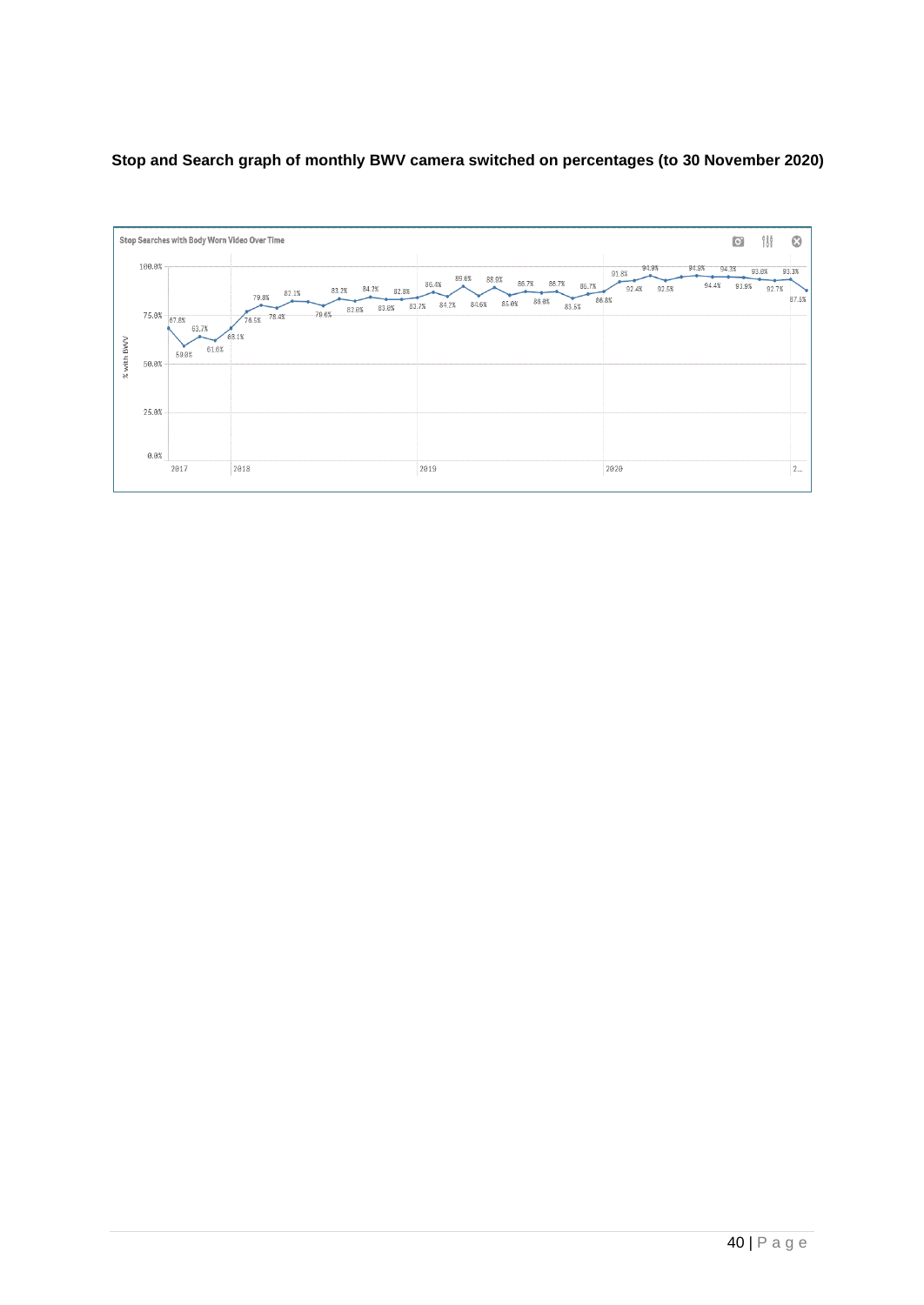**Stop and Search graph of monthly BWV camera switched on percentages (to 30 November 2020)**

Stop Searches with Body Worn Video Over Time

% with BWV

100.0%
75.0%
50.0%
25.0%
0.0%

2017 2018 2019 2020 2...

67.8% 59.0% 63.7% 61.6% 68.1% 76.5% 79.8% 78.4% 81.1% 78.6% 83.2% 82.0% 84.2% 83.6% 82.8% 83.7% 86.4% 84.2% 89.6% 84.6% 88.9% 85.0% 86.7% 86.0% 86.7% 83.5% 85.7% 86.8% 91.8% 92.4% 94.9% 92.5% 94.9% 94.4% 94.3% 93.9% 93.0% 92.7% 93.3% 87.1%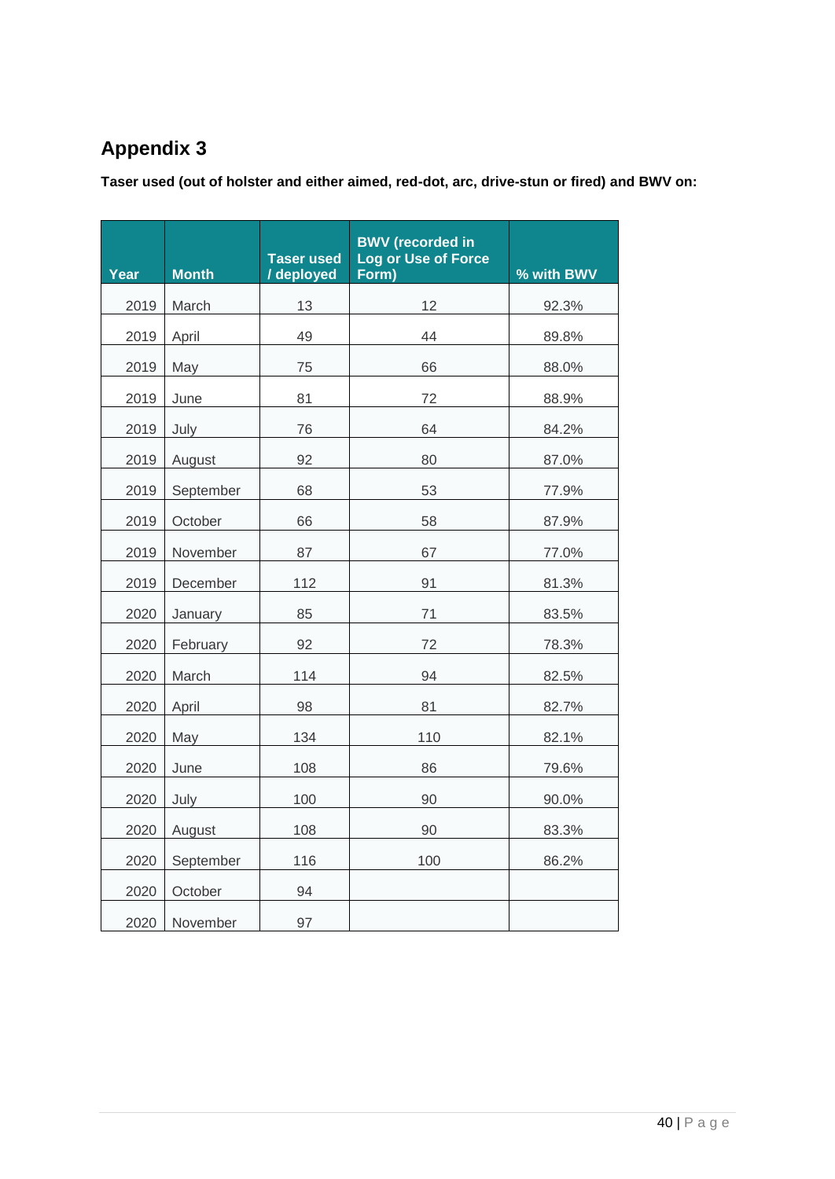# Appendix 3

**Taser used (out of holster and either aimed, red-dot, arc, drive-stun or fired) and BWV on:**

| Year | Month | Taser used / deployed | BWV (recorded in Log or Use of Force Form) | % with BWV |
|---|---|---|---|---|
| 2019 | March | 13 | 12 | 92.3% |
| 2019 | April | 49 | 44 | 89.8% |
| 2019 | May | 75 | 66 | 88.0% |
| 2019 | June | 81 | 72 | 88.9% |
| 2019 | July | 76 | 64 | 84.2% |
| 2019 | August | 92 | 80 | 87.0% |
| 2019 | September | 68 | 53 | 77.9% |
| 2019 | October | 66 | 58 | 87.9% |
| 2019 | November | 87 | 67 | 77.0% |
| 2019 | December | 112 | 91 | 81.3% |
| 2020 | January | 85 | 71 | 83.5% |
| 2020 | February | 92 | 72 | 78.3% |
| 2020 | March | 114 | 94 | 82.5% |
| 2020 | April | 98 | 81 | 82.7% |
| 2020 | May | 134 | 110 | 82.1% |
| 2020 | June | 108 | 86 | 79.6% |
| 2020 | July | 100 | 90 | 90.0% |
| 2020 | August | 108 | 90 | 83.3% |
| 2020 | September | 116 | 100 | 86.2% |
| 2020 | October | 94 | | |
| 2020 | November | 97 | | |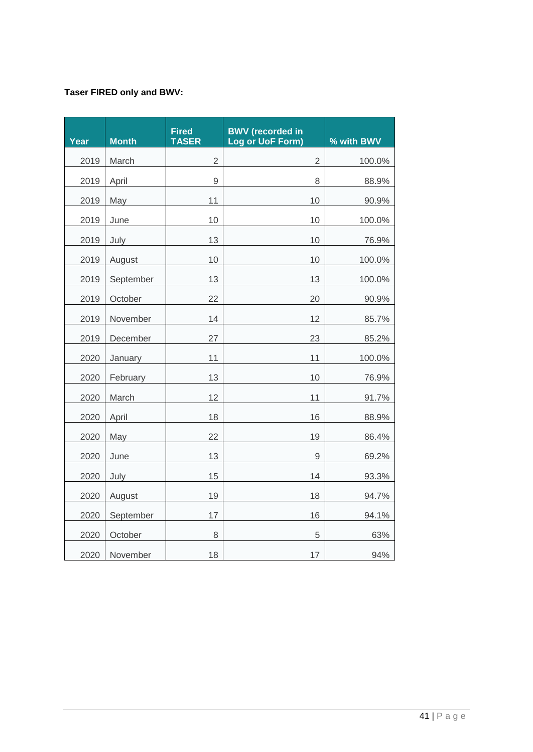**Taser FIRED only and BWV:**

| Year | Month | Fired TASER | BWV (recorded in Log or UoF Form) | % with BWV |
|---|---|---|---|---|
| 2019 | March | 2 | 2 | 100.0% |
| 2019 | April | 9 | 8 | 88.9% |
| 2019 | May | 11 | 10 | 90.9% |
| 2019 | June | 10 | 10 | 100.0% |
| 2019 | July | 13 | 10 | 76.9% |
| 2019 | August | 10 | 10 | 100.0% |
| 2019 | September | 13 | 13 | 100.0% |
| 2019 | October | 22 | 20 | 90.9% |
| 2019 | November | 14 | 12 | 85.7% |
| 2019 | December | 27 | 23 | 85.2% |
| 2020 | January | 11 | 11 | 100.0% |
| 2020 | February | 13 | 10 | 76.9% |
| 2020 | March | 12 | 11 | 91.7% |
| 2020 | April | 18 | 16 | 88.9% |
| 2020 | May | 22 | 19 | 86.4% |
| 2020 | June | 13 | 9 | 69.2% |
| 2020 | July | 15 | 14 | 93.3% |
| 2020 | August | 19 | 18 | 94.7% |
| 2020 | September | 17 | 16 | 94.1% |
| 2020 | October | 8 | 5 | 63% |
| 2020 | November | 18 | 17 | 94% |